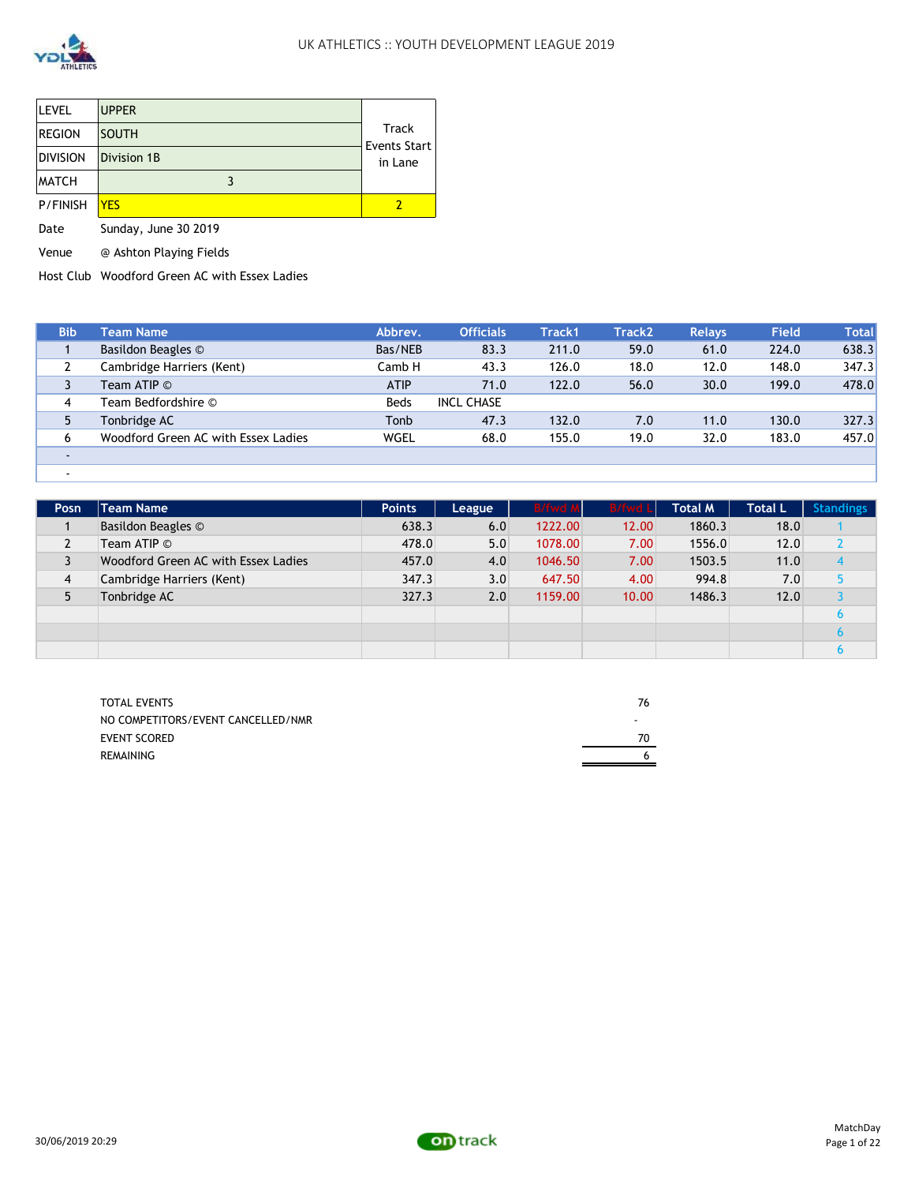UK ATHLETICS :: YOUTH DEVELOPMENT LEAGUE 2019

| | | |
|---|---|---|
| LEVEL | UPPER | Track Events Start in Lane |
| REGION | SOUTH | |
| DIVISION | Division 1B | |
| MATCH | 3 | |
| P/FINISH | YES | 2 |

Date Sunday, June 30 2019

Venue @ Ashton Playing Fields

Host Club Woodford Green AC with Essex Ladies

| Bib | Team Name | Abbrev. | Officials | Track1 | Track2 | Relays | Field | Total |
|---|---|---|---|---|---|---|---|---|
| 1 | Basildon Beagles © | Bas/NEB | 83.3 | 211.0 | 59.0 | 61.0 | 224.0 | 638.3 |
| 2 | Cambridge Harriers (Kent) | Camb H | 43.3 | 126.0 | 18.0 | 12.0 | 148.0 | 347.3 |
| 3 | Team ATIP © | ATIP | 71.0 | 122.0 | 56.0 | 30.0 | 199.0 | 478.0 |
| 4 | Team Bedfordshire © | Beds | INCL CHASE | | | | | |
| 5 | Tonbridge AC | Tonb | 47.3 | 132.0 | 7.0 | 11.0 | 130.0 | 327.3 |
| 6 | Woodford Green AC with Essex Ladies | WGEL | 68.0 | 155.0 | 19.0 | 32.0 | 183.0 | 457.0 |
| - | | | | | | | | |
| - | | | | | | | | |

| Posn | Team Name | Points | League | B/fwd M | B/fwd L | Total M | Total L | Standings |
|---|---|---|---|---|---|---|---|---|
| 1 | Basildon Beagles © | 638.3 | 6.0 | 1222.00 | 12.00 | 1860.3 | 18.0 | 1 |
| 2 | Team ATIP © | 478.0 | 5.0 | 1078.00 | 7.00 | 1556.0 | 12.0 | 2 |
| 3 | Woodford Green AC with Essex Ladies | 457.0 | 4.0 | 1046.50 | 7.00 | 1503.5 | 11.0 | 4 |
| 4 | Cambridge Harriers (Kent) | 347.3 | 3.0 | 647.50 | 4.00 | 994.8 | 7.0 | 5 |
| 5 | Tonbridge AC | 327.3 | 2.0 | 1159.00 | 10.00 | 1486.3 | 12.0 | 3 |
| | | | | | | | | 6 |
| | | | | | | | | 6 |
| | | | | | | | | 6 |

| | |
|---|---|
| TOTAL EVENTS | 76 |
| NO COMPETITORS/EVENT CANCELLED/NMR | - |
| EVENT SCORED | 70 |
| REMAINING | 6 |

30/06/2019 20:29

ontrack

MatchDay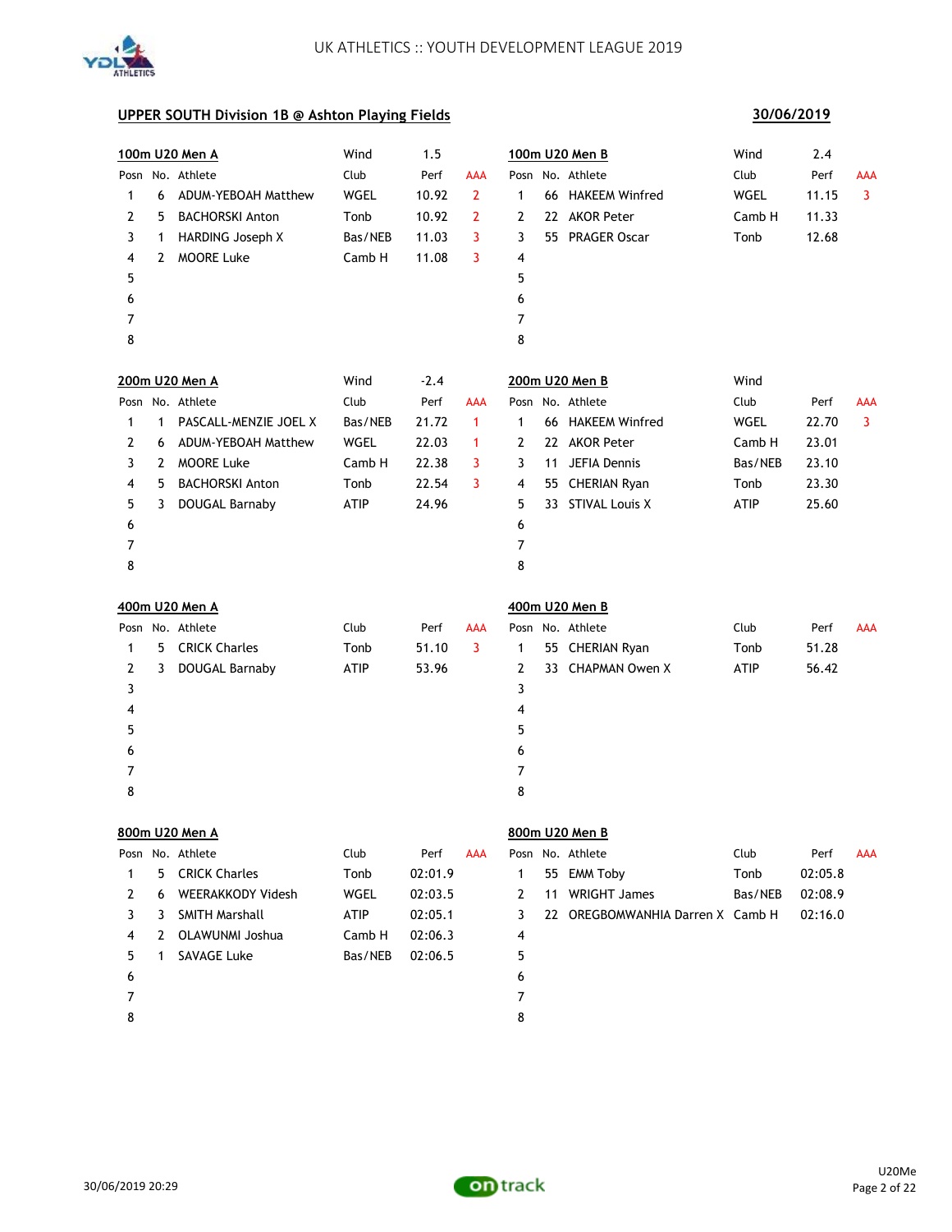## UPPER SOUTH Division 1B @ Ashton Playing Fields

**30/06/2019**

### 100m U20 Men A

Wind 1.5

| Posn | No. | Athlete | Club | Perf | AAA |
|---|---|---|---|---|---|
| 1 | 6 | ADUM-YEBOAH Matthew | WGEL | 10.92 | 2 |
| 2 | 5 | BACHORSKI Anton | Tonb | 10.92 | 2 |
| 3 | 1 | HARDING Joseph X | Bas/NEB | 11.03 | 3 |
| 4 | 2 | MOORE Luke | Camb H | 11.08 | 3 |
| 5 | | | | | |
| 6 | | | | | |
| 7 | | | | | |
| 8 | | | | | |

### 100m U20 Men B

Wind 2.4

| Posn | No. | Athlete | Club | Perf | AAA |
|---|---|---|---|---|---|
| 1 | 66 | HAKEEM Winfred | WGEL | 11.15 | 3 |
| 2 | 22 | AKOR Peter | Camb H | 11.33 | |
| 3 | 55 | PRAGER Oscar | Tonb | 12.68 | |
| 4 | | | | | |
| 5 | | | | | |
| 6 | | | | | |
| 7 | | | | | |
| 8 | | | | | |

### 200m U20 Men A

Wind -2.4

| Posn | No. | Athlete | Club | Perf | AAA |
|---|---|---|---|---|---|
| 1 | 1 | PASCALL-MENZIE JOEL X | Bas/NEB | 21.72 | 1 |
| 2 | 6 | ADUM-YEBOAH Matthew | WGEL | 22.03 | 1 |
| 3 | 2 | MOORE Luke | Camb H | 22.38 | 3 |
| 4 | 5 | BACHORSKI Anton | Tonb | 22.54 | 3 |
| 5 | 3 | DOUGAL Barnaby | ATIP | 24.96 | |
| 6 | | | | | |
| 7 | | | | | |
| 8 | | | | | |

### 200m U20 Men B

Wind

| Posn | No. | Athlete | Club | Perf | AAA |
|---|---|---|---|---|---|
| 1 | 66 | HAKEEM Winfred | WGEL | 22.70 | 3 |
| 2 | 22 | AKOR Peter | Camb H | 23.01 | |
| 3 | 11 | JEFIA Dennis | Bas/NEB | 23.10 | |
| 4 | 55 | CHERIAN Ryan | Tonb | 23.30 | |
| 5 | 33 | STIVAL Louis X | ATIP | 25.60 | |
| 6 | | | | | |
| 7 | | | | | |
| 8 | | | | | |

### 400m U20 Men A

| Posn | No. | Athlete | Club | Perf | AAA |
|---|---|---|---|---|---|
| 1 | 5 | CRICK Charles | Tonb | 51.10 | 3 |
| 2 | 3 | DOUGAL Barnaby | ATIP | 53.96 | |
| 3 | | | | | |
| 4 | | | | | |
| 5 | | | | | |
| 6 | | | | | |
| 7 | | | | | |
| 8 | | | | | |

### 400m U20 Men B

| Posn | No. | Athlete | Club | Perf | AAA |
|---|---|---|---|---|---|
| 1 | 55 | CHERIAN Ryan | Tonb | 51.28 | |
| 2 | 33 | CHAPMAN Owen X | ATIP | 56.42 | |
| 3 | | | | | |
| 4 | | | | | |
| 5 | | | | | |
| 6 | | | | | |
| 7 | | | | | |
| 8 | | | | | |

### 800m U20 Men A

| Posn | No. | Athlete | Club | Perf | AAA |
|---|---|---|---|---|---|
| 1 | 5 | CRICK Charles | Tonb | 02:01.9 | |
| 2 | 6 | WEERAKKODY Videsh | WGEL | 02:03.5 | |
| 3 | 3 | SMITH Marshall | ATIP | 02:05.1 | |
| 4 | 2 | OLAWUNMI Joshua | Camb H | 02:06.3 | |
| 5 | 1 | SAVAGE Luke | Bas/NEB | 02:06.5 | |
| 6 | | | | | |
| 7 | | | | | |
| 8 | | | | | |

### 800m U20 Men B

| Posn | No. | Athlete | Club | Perf | AAA |
|---|---|---|---|---|---|
| 1 | 55 | EMM Toby | Tonb | 02:05.8 | |
| 2 | 11 | WRIGHT James | Bas/NEB | 02:08.9 | |
| 3 | 22 | OREGBOMWANHIA Darren X | Camb H | 02:16.0 | |
| 4 | | | | | |
| 5 | | | | | |
| 6 | | | | | |
| 7 | | | | | |
| 8 | | | | | |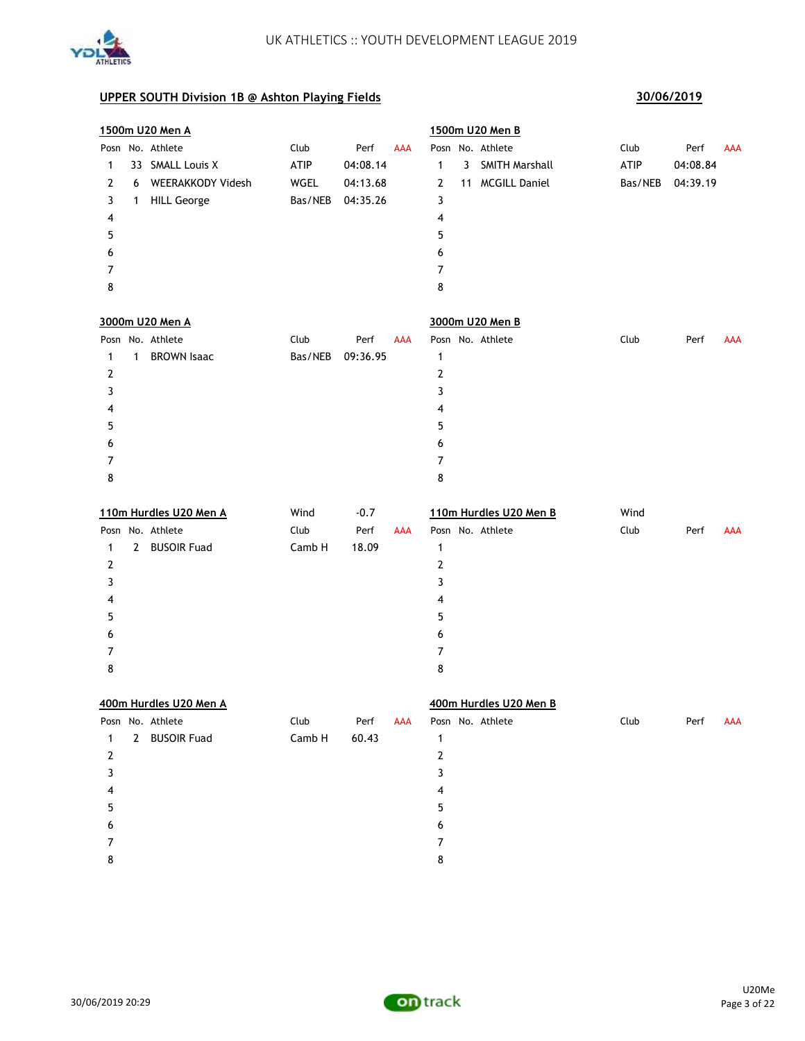## UPPER SOUTH Division 1B @ Ashton Playing Fields

**30/06/2019**

### 1500m U20 Men A

| Posn | No. | Athlete | Club | Perf | AAA |
|---|---|---|---|---|---|
| 1 | 33 | SMALL Louis X | ATIP | 04:08.14 | |
| 2 | 6 | WEERAKKODY Videsh | WGEL | 04:13.68 | |
| 3 | 1 | HILL George | Bas/NEB | 04:35.26 | |
| 4 | | | | | |
| 5 | | | | | |
| 6 | | | | | |
| 7 | | | | | |
| 8 | | | | | |

### 1500m U20 Men B

| Posn | No. | Athlete | Club | Perf | AAA |
|---|---|---|---|---|---|
| 1 | 3 | SMITH Marshall | ATIP | 04:08.84 | |
| 2 | 11 | MCGILL Daniel | Bas/NEB | 04:39.19 | |
| 3 | | | | | |
| 4 | | | | | |
| 5 | | | | | |
| 6 | | | | | |
| 7 | | | | | |
| 8 | | | | | |

### 3000m U20 Men A

| Posn | No. | Athlete | Club | Perf | AAA |
|---|---|---|---|---|---|
| 1 | 1 | BROWN Isaac | Bas/NEB | 09:36.95 | |
| 2 | | | | | |
| 3 | | | | | |
| 4 | | | | | |
| 5 | | | | | |
| 6 | | | | | |
| 7 | | | | | |
| 8 | | | | | |

### 3000m U20 Men B

| Posn | No. | Athlete | Club | Perf | AAA |
|---|---|---|---|---|---|
| 1 | | | | | |
| 2 | | | | | |
| 3 | | | | | |
| 4 | | | | | |
| 5 | | | | | |
| 6 | | | | | |
| 7 | | | | | |
| 8 | | | | | |

### 110m Hurdles U20 Men A

Wind -0.7

| Posn | No. | Athlete | Club | Perf | AAA |
|---|---|---|---|---|---|
| 1 | 2 | BUSOIR Fuad | Camb H | 18.09 | |
| 2 | | | | | |
| 3 | | | | | |
| 4 | | | | | |
| 5 | | | | | |
| 6 | | | | | |
| 7 | | | | | |
| 8 | | | | | |

### 110m Hurdles U20 Men B

Wind

| Posn | No. | Athlete | Club | Perf | AAA |
|---|---|---|---|---|---|
| 1 | | | | | |
| 2 | | | | | |
| 3 | | | | | |
| 4 | | | | | |
| 5 | | | | | |
| 6 | | | | | |
| 7 | | | | | |
| 8 | | | | | |

### 400m Hurdles U20 Men A

| Posn | No. | Athlete | Club | Perf | AAA |
|---|---|---|---|---|---|
| 1 | 2 | BUSOIR Fuad | Camb H | 60.43 | |
| 2 | | | | | |
| 3 | | | | | |
| 4 | | | | | |
| 5 | | | | | |
| 6 | | | | | |
| 7 | | | | | |
| 8 | | | | | |

### 400m Hurdles U20 Men B

| Posn | No. | Athlete | Club | Perf | AAA |
|---|---|---|---|---|---|
| 1 | | | | | |
| 2 | | | | | |
| 3 | | | | | |
| 4 | | | | | |
| 5 | | | | | |
| 6 | | | | | |
| 7 | | | | | |
| 8 | | | | | |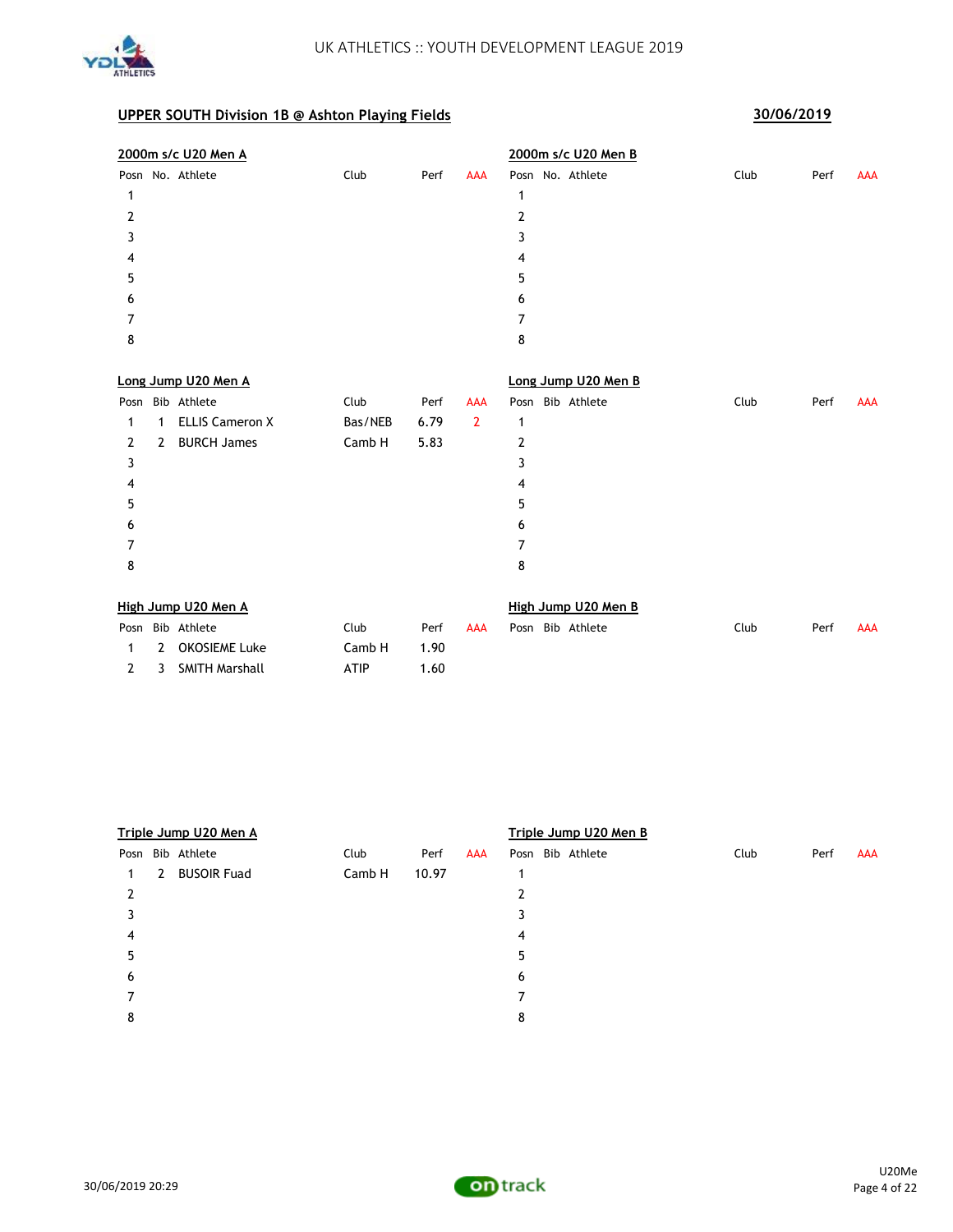## UPPER SOUTH Division 1B @ Ashton Playing Fields

**30/06/2019**

### 2000m s/c U20 Men A

| Posn | No. | Athlete | Club | Perf | AAA |
|---|---|---|---|---|---|
| 1 | | | | | |
| 2 | | | | | |
| 3 | | | | | |
| 4 | | | | | |
| 5 | | | | | |
| 6 | | | | | |
| 7 | | | | | |
| 8 | | | | | |

### 2000m s/c U20 Men B

| Posn | No. | Athlete | Club | Perf | AAA |
|---|---|---|---|---|---|
| 1 | | | | | |
| 2 | | | | | |
| 3 | | | | | |
| 4 | | | | | |
| 5 | | | | | |
| 6 | | | | | |
| 7 | | | | | |
| 8 | | | | | |

### Long Jump U20 Men A

| Posn | Bib | Athlete | Club | Perf | AAA |
|---|---|---|---|---|---|
| 1 | 1 | ELLIS Cameron X | Bas/NEB | 6.79 | 2 |
| 2 | 2 | BURCH James | Camb H | 5.83 | |
| 3 | | | | | |
| 4 | | | | | |
| 5 | | | | | |
| 6 | | | | | |
| 7 | | | | | |
| 8 | | | | | |

### Long Jump U20 Men B

| Posn | Bib | Athlete | Club | Perf | AAA |
|---|---|---|---|---|---|
| 1 | | | | | |
| 2 | | | | | |
| 3 | | | | | |
| 4 | | | | | |
| 5 | | | | | |
| 6 | | | | | |
| 7 | | | | | |
| 8 | | | | | |

### High Jump U20 Men A

| Posn | Bib | Athlete | Club | Perf | AAA |
|---|---|---|---|---|---|
| 1 | 2 | OKOSIEME Luke | Camb H | 1.90 | |
| 2 | 3 | SMITH Marshall | ATIP | 1.60 | |

### High Jump U20 Men B

| Posn | Bib | Athlete | Club | Perf | AAA |
|---|---|---|---|---|---|

### Triple Jump U20 Men A

| Posn | Bib | Athlete | Club | Perf | AAA |
|---|---|---|---|---|---|
| 1 | 2 | BUSOIR Fuad | Camb H | 10.97 | |
| 2 | | | | | |
| 3 | | | | | |
| 4 | | | | | |
| 5 | | | | | |
| 6 | | | | | |
| 7 | | | | | |
| 8 | | | | | |

### Triple Jump U20 Men B

| Posn | Bib | Athlete | Club | Perf | AAA |
|---|---|---|---|---|---|
| 1 | | | | | |
| 2 | | | | | |
| 3 | | | | | |
| 4 | | | | | |
| 5 | | | | | |
| 6 | | | | | |
| 7 | | | | | |
| 8 | | | | | |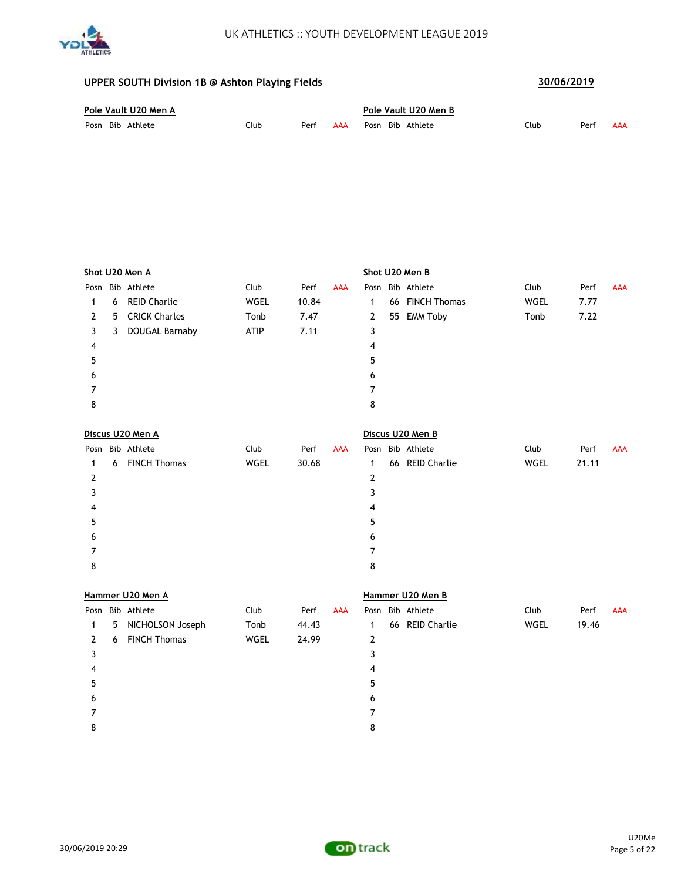## UPPER SOUTH Division 1B @ Ashton Playing Fields

**30/06/2019**

### Pole Vault U20 Men A

| Posn | Bib | Athlete | Club | Perf | AAA |
|---|---|---|---|---|---|

### Pole Vault U20 Men B

| Posn | Bib | Athlete | Club | Perf | AAA |
|---|---|---|---|---|---|

### Shot U20 Men A

| Posn | Bib | Athlete | Club | Perf | AAA |
|---|---|---|---|---|---|
| 1 | 6 | REID Charlie | WGEL | 10.84 | |
| 2 | 5 | CRICK Charles | Tonb | 7.47 | |
| 3 | 3 | DOUGAL Barnaby | ATIP | 7.11 | |
| 4 | | | | | |
| 5 | | | | | |
| 6 | | | | | |
| 7 | | | | | |
| 8 | | | | | |

### Shot U20 Men B

| Posn | Bib | Athlete | Club | Perf | AAA |
|---|---|---|---|---|---|
| 1 | 66 | FINCH Thomas | WGEL | 7.77 | |
| 2 | 55 | EMM Toby | Tonb | 7.22 | |
| 3 | | | | | |
| 4 | | | | | |
| 5 | | | | | |
| 6 | | | | | |
| 7 | | | | | |
| 8 | | | | | |

### Discus U20 Men A

| Posn | Bib | Athlete | Club | Perf | AAA |
|---|---|---|---|---|---|
| 1 | 6 | FINCH Thomas | WGEL | 30.68 | |
| 2 | | | | | |
| 3 | | | | | |
| 4 | | | | | |
| 5 | | | | | |
| 6 | | | | | |
| 7 | | | | | |
| 8 | | | | | |

### Discus U20 Men B

| Posn | Bib | Athlete | Club | Perf | AAA |
|---|---|---|---|---|---|
| 1 | 66 | REID Charlie | WGEL | 21.11 | |
| 2 | | | | | |
| 3 | | | | | |
| 4 | | | | | |
| 5 | | | | | |
| 6 | | | | | |
| 7 | | | | | |
| 8 | | | | | |

### Hammer U20 Men A

| Posn | Bib | Athlete | Club | Perf | AAA |
|---|---|---|---|---|---|
| 1 | 5 | NICHOLSON Joseph | Tonb | 44.43 | |
| 2 | 6 | FINCH Thomas | WGEL | 24.99 | |
| 3 | | | | | |
| 4 | | | | | |
| 5 | | | | | |
| 6 | | | | | |
| 7 | | | | | |
| 8 | | | | | |

### Hammer U20 Men B

| Posn | Bib | Athlete | Club | Perf | AAA |
|---|---|---|---|---|---|
| 1 | 66 | REID Charlie | WGEL | 19.46 | |
| 2 | | | | | |
| 3 | | | | | |
| 4 | | | | | |
| 5 | | | | | |
| 6 | | | | | |
| 7 | | | | | |
| 8 | | | | | |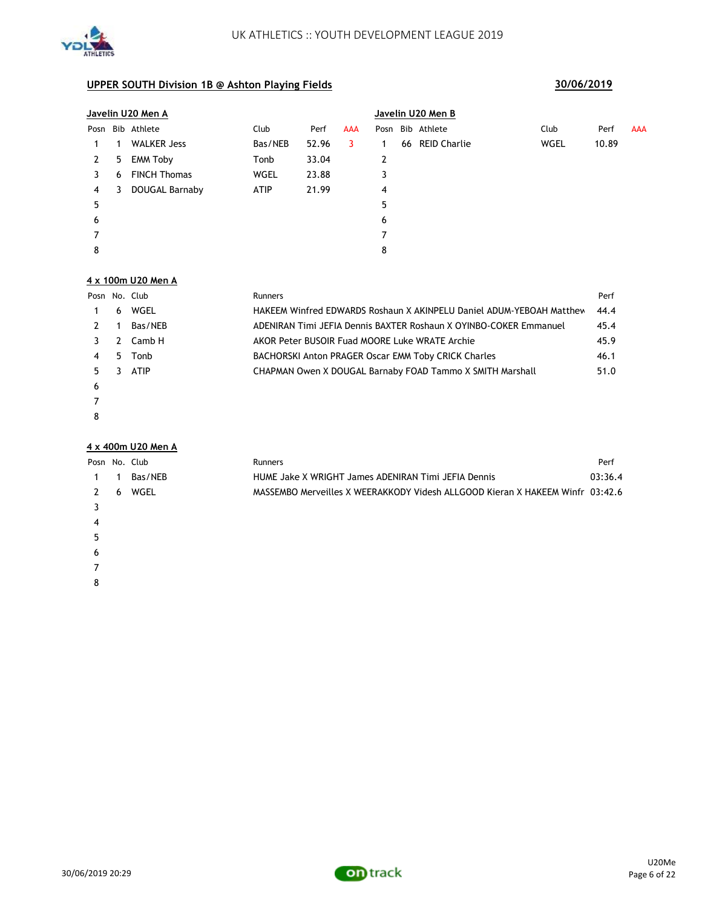UK ATHLETICS :: YOUTH DEVELOPMENT LEAGUE 2019

## UPPER SOUTH Division 1B @ Ashton Playing Fields

**30/06/2019**

### Javelin U20 Men A

| Posn | Bib | Athlete | Club | Perf | AAA |
|---|---|---|---|---|---|
| 1 | 1 | WALKER Jess | Bas/NEB | 52.96 | 3 |
| 2 | 5 | EMM Toby | Tonb | 33.04 | |
| 3 | 6 | FINCH Thomas | WGEL | 23.88 | |
| 4 | 3 | DOUGAL Barnaby | ATIP | 21.99 | |
| 5 | | | | | |
| 6 | | | | | |
| 7 | | | | | |
| 8 | | | | | |

### Javelin U20 Men B

| Posn | Bib | Athlete | Club | Perf | AAA |
|---|---|---|---|---|---|
| 1 | 66 | REID Charlie | WGEL | 10.89 | |
| 2 | | | | | |
| 3 | | | | | |
| 4 | | | | | |
| 5 | | | | | |
| 6 | | | | | |
| 7 | | | | | |
| 8 | | | | | |

### 4 x 100m U20 Men A

| Posn | No. | Club | Runners | Perf |
|---|---|---|---|---|
| 1 | 6 | WGEL | HAKEEM Winfred EDWARDS Roshaun X AKINPELU Daniel ADUM-YEBOAH Matthew | 44.4 |
| 2 | 1 | Bas/NEB | ADENIRAN Timi JEFIA Dennis BAXTER Roshaun X OYINBO-COKER Emmanuel | 45.4 |
| 3 | 2 | Camb H | AKOR Peter BUSOIR Fuad MOORE Luke WRATE Archie | 45.9 |
| 4 | 5 | Tonb | BACHORSKI Anton PRAGER Oscar EMM Toby CRICK Charles | 46.1 |
| 5 | 3 | ATIP | CHAPMAN Owen X DOUGAL Barnaby FOAD Tammo X SMITH Marshall | 51.0 |
| 6 | | | | |
| 7 | | | | |
| 8 | | | | |

### 4 x 400m U20 Men A

| Posn | No. | Club | Runners | Perf |
|---|---|---|---|---|
| 1 | 1 | Bas/NEB | HUME Jake X WRIGHT James ADENIRAN Timi JEFIA Dennis | 03:36.4 |
| 2 | 6 | WGEL | MASSEMBO Merveilles X WEERAKKODY Videsh ALLGOOD Kieran X HAKEEM Winfr | 03:42.6 |
| 3 | | | | |
| 4 | | | | |
| 5 | | | | |
| 6 | | | | |
| 7 | | | | |
| 8 | | | | |

30/06/2019 20:29

U20Me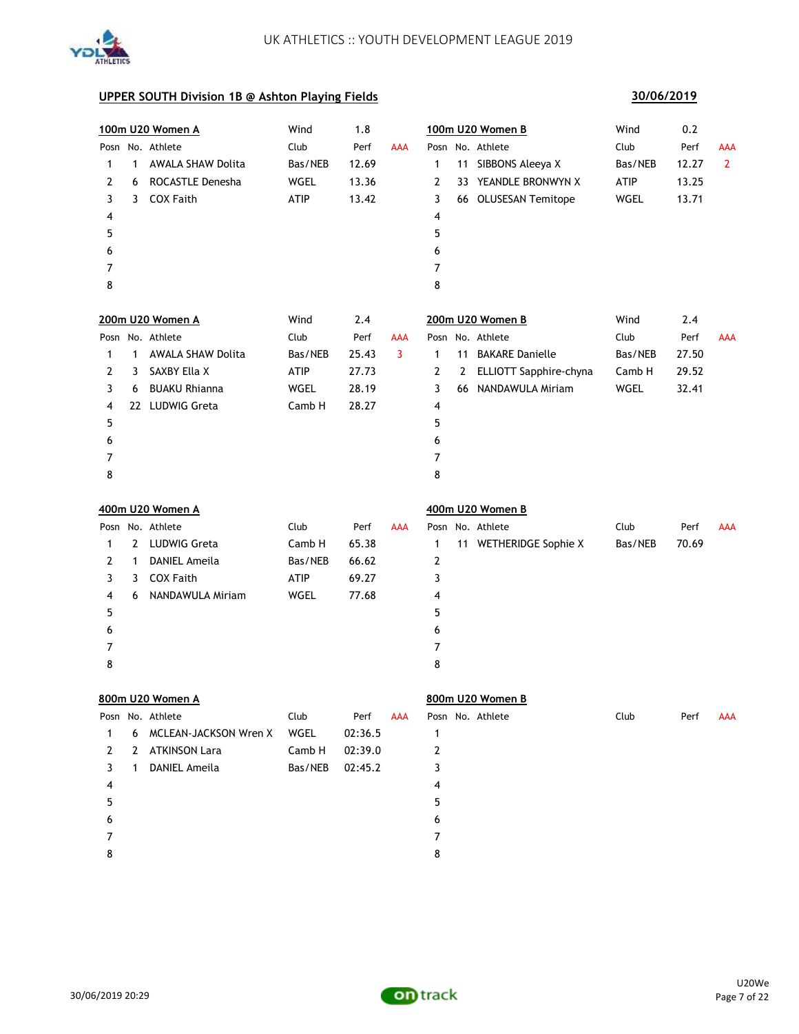## UPPER SOUTH Division 1B @ Ashton Playing Fields

**30/06/2019**

### 100m U20 Women A

Wind 1.8

| Posn | No. | Athlete | Club | Perf | AAA |
|---|---|---|---|---|---|
| 1 | 1 | AWALA SHAW Dolita | Bas/NEB | 12.69 | |
| 2 | 6 | ROCASTLE Denesha | WGEL | 13.36 | |
| 3 | 3 | COX Faith | ATIP | 13.42 | |
| 4 | | | | | |
| 5 | | | | | |
| 6 | | | | | |
| 7 | | | | | |
| 8 | | | | | |

### 100m U20 Women B

Wind 0.2

| Posn | No. | Athlete | Club | Perf | AAA |
|---|---|---|---|---|---|
| 1 | 11 | SIBBONS Aleeya X | Bas/NEB | 12.27 | 2 |
| 2 | 33 | YEANDLE BRONWYN X | ATIP | 13.25 | |
| 3 | 66 | OLUSESAN Temitope | WGEL | 13.71 | |
| 4 | | | | | |
| 5 | | | | | |
| 6 | | | | | |
| 7 | | | | | |
| 8 | | | | | |

### 200m U20 Women A

Wind 2.4

| Posn | No. | Athlete | Club | Perf | AAA |
|---|---|---|---|---|---|
| 1 | 1 | AWALA SHAW Dolita | Bas/NEB | 25.43 | 3 |
| 2 | 3 | SAXBY Ella X | ATIP | 27.73 | |
| 3 | 6 | BUAKU Rhianna | WGEL | 28.19 | |
| 4 | 22 | LUDWIG Greta | Camb H | 28.27 | |
| 5 | | | | | |
| 6 | | | | | |
| 7 | | | | | |
| 8 | | | | | |

### 200m U20 Women B

Wind 2.4

| Posn | No. | Athlete | Club | Perf | AAA |
|---|---|---|---|---|---|
| 1 | 11 | BAKARE Danielle | Bas/NEB | 27.50 | |
| 2 | 2 | ELLIOTT Sapphire-chyna | Camb H | 29.52 | |
| 3 | 66 | NANDAWULA Miriam | WGEL | 32.41 | |
| 4 | | | | | |
| 5 | | | | | |
| 6 | | | | | |
| 7 | | | | | |
| 8 | | | | | |

### 400m U20 Women A

| Posn | No. | Athlete | Club | Perf | AAA |
|---|---|---|---|---|---|
| 1 | 2 | LUDWIG Greta | Camb H | 65.38 | |
| 2 | 1 | DANIEL Ameila | Bas/NEB | 66.62 | |
| 3 | 3 | COX Faith | ATIP | 69.27 | |
| 4 | 6 | NANDAWULA Miriam | WGEL | 77.68 | |
| 5 | | | | | |
| 6 | | | | | |
| 7 | | | | | |
| 8 | | | | | |

### 400m U20 Women B

| Posn | No. | Athlete | Club | Perf | AAA |
|---|---|---|---|---|---|
| 1 | 11 | WETHERIDGE Sophie X | Bas/NEB | 70.69 | |
| 2 | | | | | |
| 3 | | | | | |
| 4 | | | | | |
| 5 | | | | | |
| 6 | | | | | |
| 7 | | | | | |
| 8 | | | | | |

### 800m U20 Women A

| Posn | No. | Athlete | Club | Perf | AAA |
|---|---|---|---|---|---|
| 1 | 6 | MCLEAN-JACKSON Wren X | WGEL | 02:36.5 | |
| 2 | 2 | ATKINSON Lara | Camb H | 02:39.0 | |
| 3 | 1 | DANIEL Ameila | Bas/NEB | 02:45.2 | |
| 4 | | | | | |
| 5 | | | | | |
| 6 | | | | | |
| 7 | | | | | |
| 8 | | | | | |

### 800m U20 Women B

| Posn | No. | Athlete | Club | Perf | AAA |
|---|---|---|---|---|---|
| 1 | | | | | |
| 2 | | | | | |
| 3 | | | | | |
| 4 | | | | | |
| 5 | | | | | |
| 6 | | | | | |
| 7 | | | | | |
| 8 | | | | | |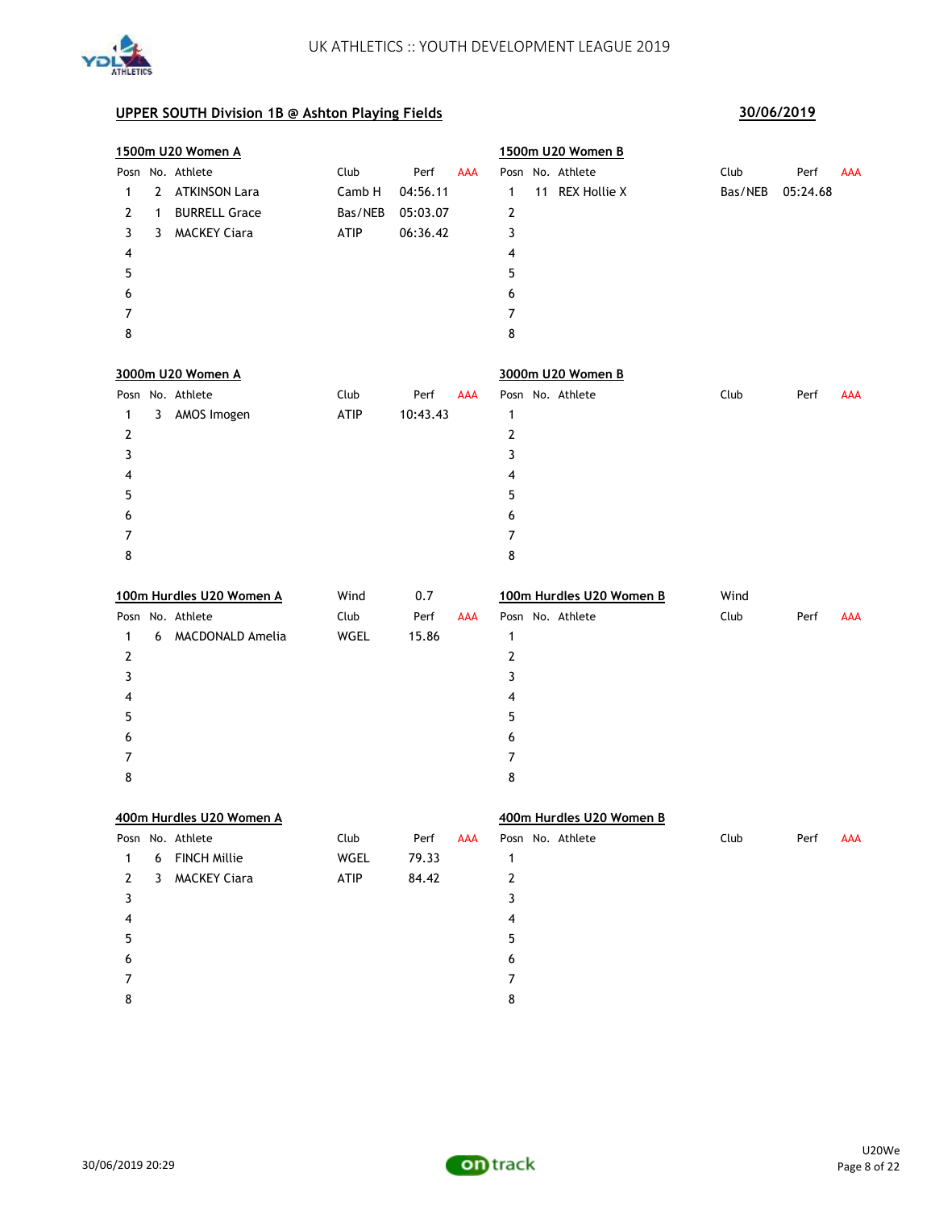## UPPER SOUTH Division 1B @ Ashton Playing Fields

**30/06/2019**

### 1500m U20 Women A

| Posn | No. | Athlete | Club | Perf | AAA |
|---|---|---|---|---|---|
| 1 | 2 | ATKINSON Lara | Camb H | 04:56.11 | |
| 2 | 1 | BURRELL Grace | Bas/NEB | 05:03.07 | |
| 3 | 3 | MACKEY Ciara | ATIP | 06:36.42 | |
| 4 | | | | | |
| 5 | | | | | |
| 6 | | | | | |
| 7 | | | | | |
| 8 | | | | | |

### 1500m U20 Women B

| Posn | No. | Athlete | Club | Perf | AAA |
|---|---|---|---|---|---|
| 1 | 11 | REX Hollie X | Bas/NEB | 05:24.68 | |
| 2 | | | | | |
| 3 | | | | | |
| 4 | | | | | |
| 5 | | | | | |
| 6 | | | | | |
| 7 | | | | | |
| 8 | | | | | |

### 3000m U20 Women A

| Posn | No. | Athlete | Club | Perf | AAA |
|---|---|---|---|---|---|
| 1 | 3 | AMOS Imogen | ATIP | 10:43.43 | |
| 2 | | | | | |
| 3 | | | | | |
| 4 | | | | | |
| 5 | | | | | |
| 6 | | | | | |
| 7 | | | | | |
| 8 | | | | | |

### 3000m U20 Women B

| Posn | No. | Athlete | Club | Perf | AAA |
|---|---|---|---|---|---|
| 1 | | | | | |
| 2 | | | | | |
| 3 | | | | | |
| 4 | | | | | |
| 5 | | | | | |
| 6 | | | | | |
| 7 | | | | | |
| 8 | | | | | |

### 100m Hurdles U20 Women A

Wind 0.7

| Posn | No. | Athlete | Club | Perf | AAA |
|---|---|---|---|---|---|
| 1 | 6 | MACDONALD Amelia | WGEL | 15.86 | |
| 2 | | | | | |
| 3 | | | | | |
| 4 | | | | | |
| 5 | | | | | |
| 6 | | | | | |
| 7 | | | | | |
| 8 | | | | | |

### 100m Hurdles U20 Women B

Wind

| Posn | No. | Athlete | Club | Perf | AAA |
|---|---|---|---|---|---|
| 1 | | | | | |
| 2 | | | | | |
| 3 | | | | | |
| 4 | | | | | |
| 5 | | | | | |
| 6 | | | | | |
| 7 | | | | | |
| 8 | | | | | |

### 400m Hurdles U20 Women A

| Posn | No. | Athlete | Club | Perf | AAA |
|---|---|---|---|---|---|
| 1 | 6 | FINCH Millie | WGEL | 79.33 | |
| 2 | 3 | MACKEY Ciara | ATIP | 84.42 | |
| 3 | | | | | |
| 4 | | | | | |
| 5 | | | | | |
| 6 | | | | | |
| 7 | | | | | |
| 8 | | | | | |

### 400m Hurdles U20 Women B

| Posn | No. | Athlete | Club | Perf | AAA |
|---|---|---|---|---|---|
| 1 | | | | | |
| 2 | | | | | |
| 3 | | | | | |
| 4 | | | | | |
| 5 | | | | | |
| 6 | | | | | |
| 7 | | | | | |
| 8 | | | | | |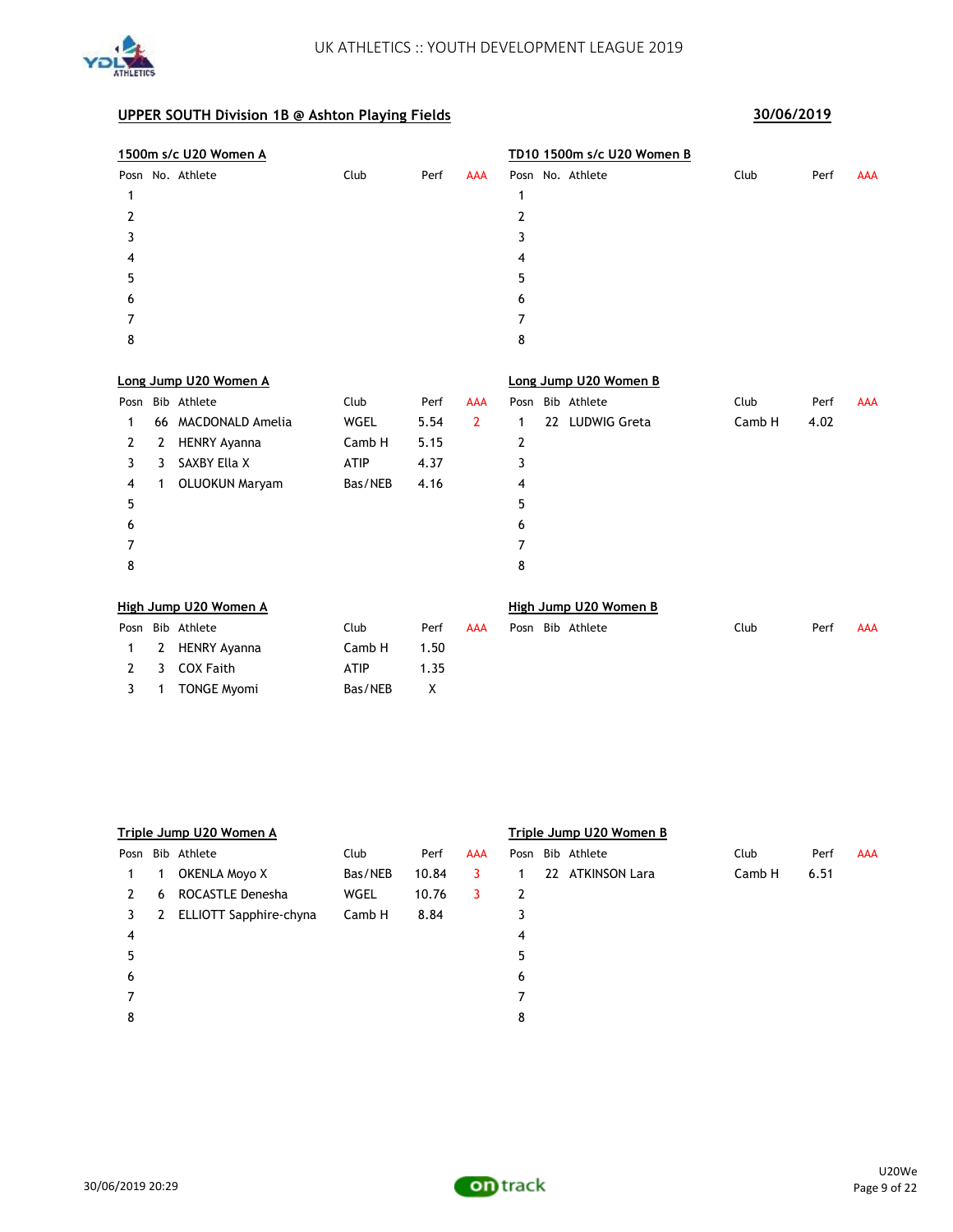## UPPER SOUTH Division 1B @ Ashton Playing Fields

**30/06/2019**

### 1500m s/c U20 Women A

| Posn | No. | Athlete | Club | Perf | AAA |
|---|---|---|---|---|---|
| 1 | | | | | |
| 2 | | | | | |
| 3 | | | | | |
| 4 | | | | | |
| 5 | | | | | |
| 6 | | | | | |
| 7 | | | | | |
| 8 | | | | | |

### TD10 1500m s/c U20 Women B

| Posn | No. | Athlete | Club | Perf | AAA |
|---|---|---|---|---|---|
| 1 | | | | | |
| 2 | | | | | |
| 3 | | | | | |
| 4 | | | | | |
| 5 | | | | | |
| 6 | | | | | |
| 7 | | | | | |
| 8 | | | | | |

### Long Jump U20 Women A

| Posn | Bib | Athlete | Club | Perf | AAA |
|---|---|---|---|---|---|
| 1 | 66 | MACDONALD Amelia | WGEL | 5.54 | 2 |
| 2 | 2 | HENRY Ayanna | Camb H | 5.15 | |
| 3 | 3 | SAXBY Ella X | ATIP | 4.37 | |
| 4 | 1 | OLUOKUN Maryam | Bas/NEB | 4.16 | |
| 5 | | | | | |
| 6 | | | | | |
| 7 | | | | | |
| 8 | | | | | |

### Long Jump U20 Women B

| Posn | Bib | Athlete | Club | Perf | AAA |
|---|---|---|---|---|---|
| 1 | 22 | LUDWIG Greta | Camb H | 4.02 | |
| 2 | | | | | |
| 3 | | | | | |
| 4 | | | | | |
| 5 | | | | | |
| 6 | | | | | |
| 7 | | | | | |
| 8 | | | | | |

### High Jump U20 Women A

| Posn | Bib | Athlete | Club | Perf | AAA |
|---|---|---|---|---|---|
| 1 | 2 | HENRY Ayanna | Camb H | 1.50 | |
| 2 | 3 | COX Faith | ATIP | 1.35 | |
| 3 | 1 | TONGE Myomi | Bas/NEB | X | |

### High Jump U20 Women B

| Posn | Bib | Athlete | Club | Perf | AAA |
|---|---|---|---|---|---|

### Triple Jump U20 Women A

| Posn | Bib | Athlete | Club | Perf | AAA |
|---|---|---|---|---|---|
| 1 | 1 | OKENLA Moyo X | Bas/NEB | 10.84 | 3 |
| 2 | 6 | ROCASTLE Denesha | WGEL | 10.76 | 3 |
| 3 | 2 | ELLIOTT Sapphire-chyna | Camb H | 8.84 | |
| 4 | | | | | |
| 5 | | | | | |
| 6 | | | | | |
| 7 | | | | | |
| 8 | | | | | |

### Triple Jump U20 Women B

| Posn | Bib | Athlete | Club | Perf | AAA |
|---|---|---|---|---|---|
| 1 | 22 | ATKINSON Lara | Camb H | 6.51 | |
| 2 | | | | | |
| 3 | | | | | |
| 4 | | | | | |
| 5 | | | | | |
| 6 | | | | | |
| 7 | | | | | |
| 8 | | | | | |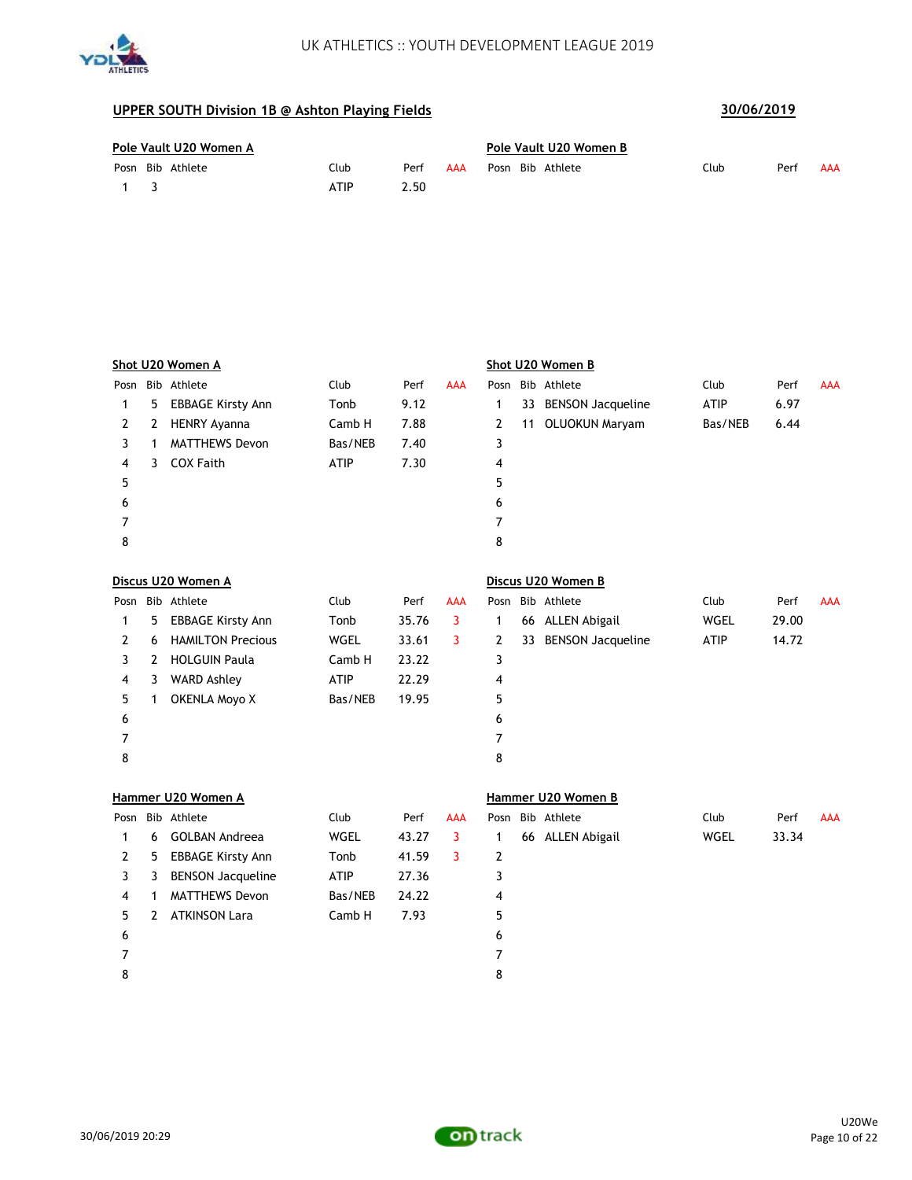## UPPER SOUTH Division 1B @ Ashton Playing Fields

**30/06/2019**

### Pole Vault U20 Women A

| Posn | Bib | Athlete | Club | Perf | AAA |
|---|---|---|---|---|---|
| 1 | 3 | | ATIP | 2.50 | |

### Pole Vault U20 Women B

| Posn | Bib | Athlete | Club | Perf | AAA |
|---|---|---|---|---|---|

### Shot U20 Women A

| Posn | Bib | Athlete | Club | Perf | AAA |
|---|---|---|---|---|---|
| 1 | 5 | EBBAGE Kirsty Ann | Tonb | 9.12 | |
| 2 | 2 | HENRY Ayanna | Camb H | 7.88 | |
| 3 | 1 | MATTHEWS Devon | Bas/NEB | 7.40 | |
| 4 | 3 | COX Faith | ATIP | 7.30 | |
| 5 | | | | | |
| 6 | | | | | |
| 7 | | | | | |
| 8 | | | | | |

### Shot U20 Women B

| Posn | Bib | Athlete | Club | Perf | AAA |
|---|---|---|---|---|---|
| 1 | 33 | BENSON Jacqueline | ATIP | 6.97 | |
| 2 | 11 | OLUOKUN Maryam | Bas/NEB | 6.44 | |
| 3 | | | | | |
| 4 | | | | | |
| 5 | | | | | |
| 6 | | | | | |
| 7 | | | | | |
| 8 | | | | | |

### Discus U20 Women A

| Posn | Bib | Athlete | Club | Perf | AAA |
|---|---|---|---|---|---|
| 1 | 5 | EBBAGE Kirsty Ann | Tonb | 35.76 | 3 |
| 2 | 6 | HAMILTON Precious | WGEL | 33.61 | 3 |
| 3 | 2 | HOLGUIN Paula | Camb H | 23.22 | |
| 4 | 3 | WARD Ashley | ATIP | 22.29 | |
| 5 | 1 | OKENLA Moyo X | Bas/NEB | 19.95 | |
| 6 | | | | | |
| 7 | | | | | |
| 8 | | | | | |

### Discus U20 Women B

| Posn | Bib | Athlete | Club | Perf | AAA |
|---|---|---|---|---|---|
| 1 | 66 | ALLEN Abigail | WGEL | 29.00 | |
| 2 | 33 | BENSON Jacqueline | ATIP | 14.72 | |
| 3 | | | | | |
| 4 | | | | | |
| 5 | | | | | |
| 6 | | | | | |
| 7 | | | | | |
| 8 | | | | | |

### Hammer U20 Women A

| Posn | Bib | Athlete | Club | Perf | AAA |
|---|---|---|---|---|---|
| 1 | 6 | GOLBAN Andreea | WGEL | 43.27 | 3 |
| 2 | 5 | EBBAGE Kirsty Ann | Tonb | 41.59 | 3 |
| 3 | 3 | BENSON Jacqueline | ATIP | 27.36 | |
| 4 | 1 | MATTHEWS Devon | Bas/NEB | 24.22 | |
| 5 | 2 | ATKINSON Lara | Camb H | 7.93 | |
| 6 | | | | | |
| 7 | | | | | |
| 8 | | | | | |

### Hammer U20 Women B

| Posn | Bib | Athlete | Club | Perf | AAA |
|---|---|---|---|---|---|
| 1 | 66 | ALLEN Abigail | WGEL | 33.34 | |
| 2 | | | | | |
| 3 | | | | | |
| 4 | | | | | |
| 5 | | | | | |
| 6 | | | | | |
| 7 | | | | | |
| 8 | | | | | |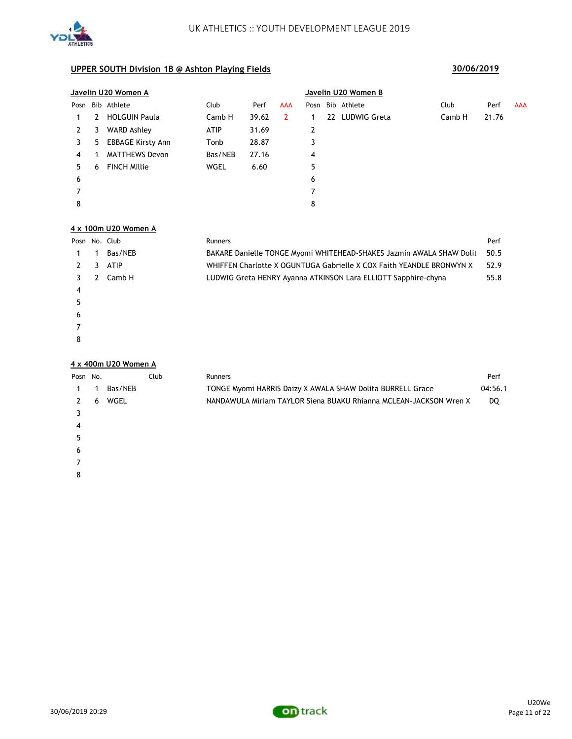## UPPER SOUTH Division 1B @ Ashton Playing Fields

**30/06/2019**

### Javelin U20 Women A

| Posn | Bib | Athlete | Club | Perf | AAA |
|---|---|---|---|---|---|
| 1 | 2 | HOLGUIN Paula | Camb H | 39.62 | 2 |
| 2 | 3 | WARD Ashley | ATIP | 31.69 | |
| 3 | 5 | EBBAGE Kirsty Ann | Tonb | 28.87 | |
| 4 | 1 | MATTHEWS Devon | Bas/NEB | 27.16 | |
| 5 | 6 | FINCH Millie | WGEL | 6.60 | |
| 6 | | | | | |
| 7 | | | | | |
| 8 | | | | | |

### Javelin U20 Women B

| Posn | Bib | Athlete | Club | Perf | AAA |
|---|---|---|---|---|---|
| 1 | 22 | LUDWIG Greta | Camb H | 21.76 | |
| 2 | | | | | |
| 3 | | | | | |
| 4 | | | | | |
| 5 | | | | | |
| 6 | | | | | |
| 7 | | | | | |
| 8 | | | | | |

### 4 x 100m U20 Women A

| Posn | No. | Club | Runners | Perf |
|---|---|---|---|---|
| 1 | 1 | Bas/NEB | BAKARE Danielle TONGE Myomi WHITEHEAD-SHAKES Jazmin AWALA SHAW Dolit | 50.5 |
| 2 | 3 | ATIP | WHIFFEN Charlotte X OGUNTUGA Gabrielle X COX Faith YEANDLE BRONWYN X | 52.9 |
| 3 | 2 | Camb H | LUDWIG Greta HENRY Ayanna ATKINSON Lara ELLIOTT Sapphire-chyna | 55.8 |
| 4 | | | | |
| 5 | | | | |
| 6 | | | | |
| 7 | | | | |
| 8 | | | | |

### 4 x 400m U20 Women A

| Posn | No. | Club | Runners | Perf |
|---|---|---|---|---|
| 1 | 1 | Bas/NEB | TONGE Myomi HARRIS Daizy X AWALA SHAW Dolita BURRELL Grace | 04:56.1 |
| 2 | 6 | WGEL | NANDAWULA Miriam TAYLOR Siena BUAKU Rhianna MCLEAN-JACKSON Wren X | DQ |
| 3 | | | | |
| 4 | | | | |
| 5 | | | | |
| 6 | | | | |
| 7 | | | | |
| 8 | | | | |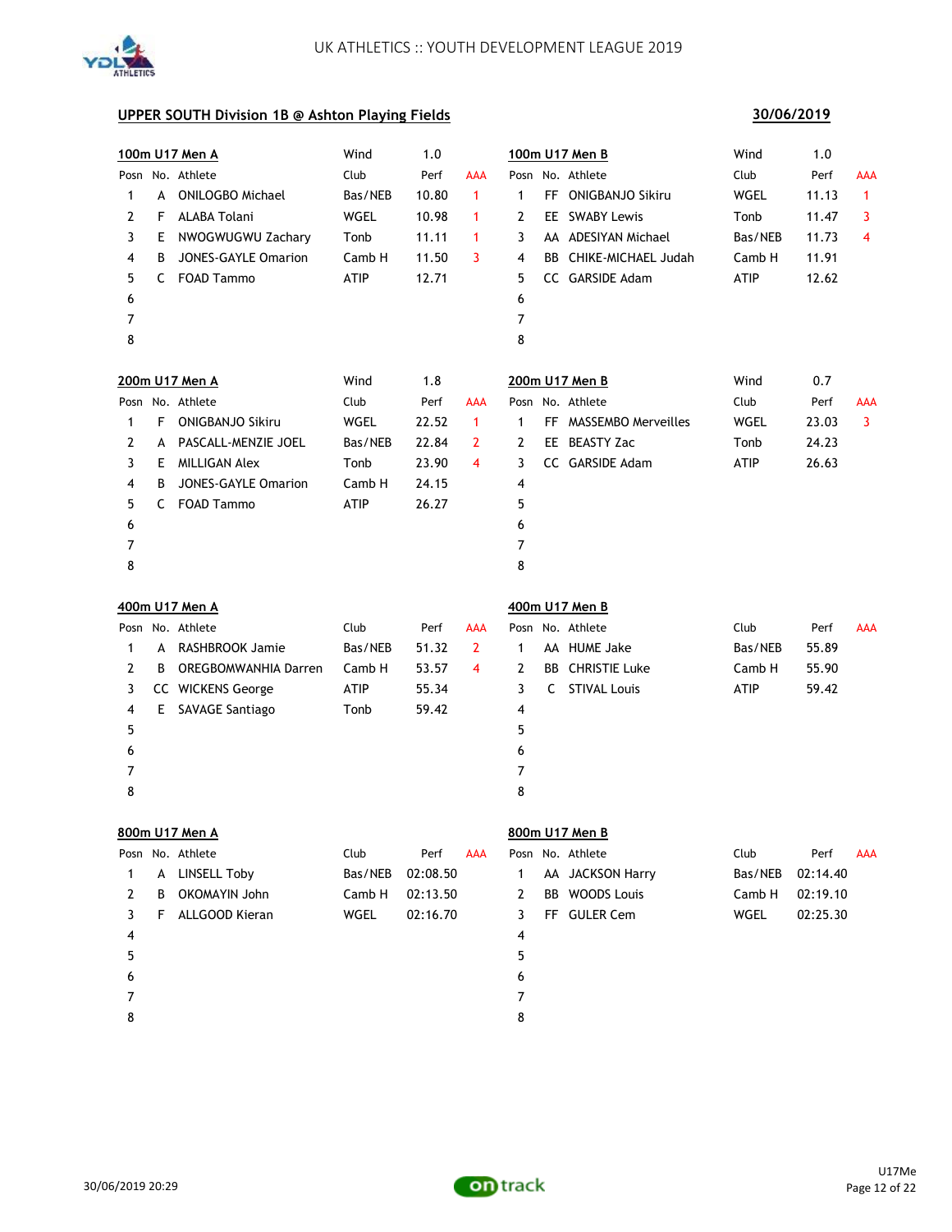## UPPER SOUTH Division 1B @ Ashton Playing Fields

**30/06/2019**

### 100m U17 Men A

Wind 1.0

| Posn | No. | Athlete | Club | Perf | AAA |
|---|---|---|---|---|---|
| 1 | A | ONILOGBO Michael | Bas/NEB | 10.80 | 1 |
| 2 | F | ALABA Tolani | WGEL | 10.98 | 1 |
| 3 | E | NWOGWUGWU Zachary | Tonb | 11.11 | 1 |
| 4 | B | JONES-GAYLE Omarion | Camb H | 11.50 | 3 |
| 5 | C | FOAD Tammo | ATIP | 12.71 | |
| 6 | | | | | |
| 7 | | | | | |
| 8 | | | | | |

### 100m U17 Men B

Wind 1.0

| Posn | No. | Athlete | Club | Perf | AAA |
|---|---|---|---|---|---|
| 1 | FF | ONIGBANJO Sikiru | WGEL | 11.13 | 1 |
| 2 | EE | SWABY Lewis | Tonb | 11.47 | 3 |
| 3 | AA | ADESIYAN Michael | Bas/NEB | 11.73 | 4 |
| 4 | BB | CHIKE-MICHAEL Judah | Camb H | 11.91 | |
| 5 | CC | GARSIDE Adam | ATIP | 12.62 | |
| 6 | | | | | |
| 7 | | | | | |
| 8 | | | | | |

### 200m U17 Men A

Wind 1.8

| Posn | No. | Athlete | Club | Perf | AAA |
|---|---|---|---|---|---|
| 1 | F | ONIGBANJO Sikiru | WGEL | 22.52 | 1 |
| 2 | A | PASCALL-MENZIE JOEL | Bas/NEB | 22.84 | 2 |
| 3 | E | MILLIGAN Alex | Tonb | 23.90 | 4 |
| 4 | B | JONES-GAYLE Omarion | Camb H | 24.15 | |
| 5 | C | FOAD Tammo | ATIP | 26.27 | |
| 6 | | | | | |
| 7 | | | | | |
| 8 | | | | | |

### 200m U17 Men B

Wind 0.7

| Posn | No. | Athlete | Club | Perf | AAA |
|---|---|---|---|---|---|
| 1 | FF | MASSEMBO Merveilles | WGEL | 23.03 | 3 |
| 2 | EE | BEASTY Zac | Tonb | 24.23 | |
| 3 | CC | GARSIDE Adam | ATIP | 26.63 | |
| 4 | | | | | |
| 5 | | | | | |
| 6 | | | | | |
| 7 | | | | | |
| 8 | | | | | |

### 400m U17 Men A

| Posn | No. | Athlete | Club | Perf | AAA |
|---|---|---|---|---|---|
| 1 | A | RASHBROOK Jamie | Bas/NEB | 51.32 | 2 |
| 2 | B | OREGBOMWANHIA Darren | Camb H | 53.57 | 4 |
| 3 | CC | WICKENS George | ATIP | 55.34 | |
| 4 | E | SAVAGE Santiago | Tonb | 59.42 | |
| 5 | | | | | |
| 6 | | | | | |
| 7 | | | | | |
| 8 | | | | | |

### 400m U17 Men B

| Posn | No. | Athlete | Club | Perf | AAA |
|---|---|---|---|---|---|
| 1 | AA | HUME Jake | Bas/NEB | 55.89 | |
| 2 | BB | CHRISTIE Luke | Camb H | 55.90 | |
| 3 | C | STIVAL Louis | ATIP | 59.42 | |
| 4 | | | | | |
| 5 | | | | | |
| 6 | | | | | |
| 7 | | | | | |
| 8 | | | | | |

### 800m U17 Men A

| Posn | No. | Athlete | Club | Perf | AAA |
|---|---|---|---|---|---|
| 1 | A | LINSELL Toby | Bas/NEB | 02:08.50 | |
| 2 | B | OKOMAYIN John | Camb H | 02:13.50 | |
| 3 | F | ALLGOOD Kieran | WGEL | 02:16.70 | |
| 4 | | | | | |
| 5 | | | | | |
| 6 | | | | | |
| 7 | | | | | |
| 8 | | | | | |

### 800m U17 Men B

| Posn | No. | Athlete | Club | Perf | AAA |
|---|---|---|---|---|---|
| 1 | AA | JACKSON Harry | Bas/NEB | 02:14.40 | |
| 2 | BB | WOODS Louis | Camb H | 02:19.10 | |
| 3 | FF | GULER Cem | WGEL | 02:25.30 | |
| 4 | | | | | |
| 5 | | | | | |
| 6 | | | | | |
| 7 | | | | | |
| 8 | | | | | |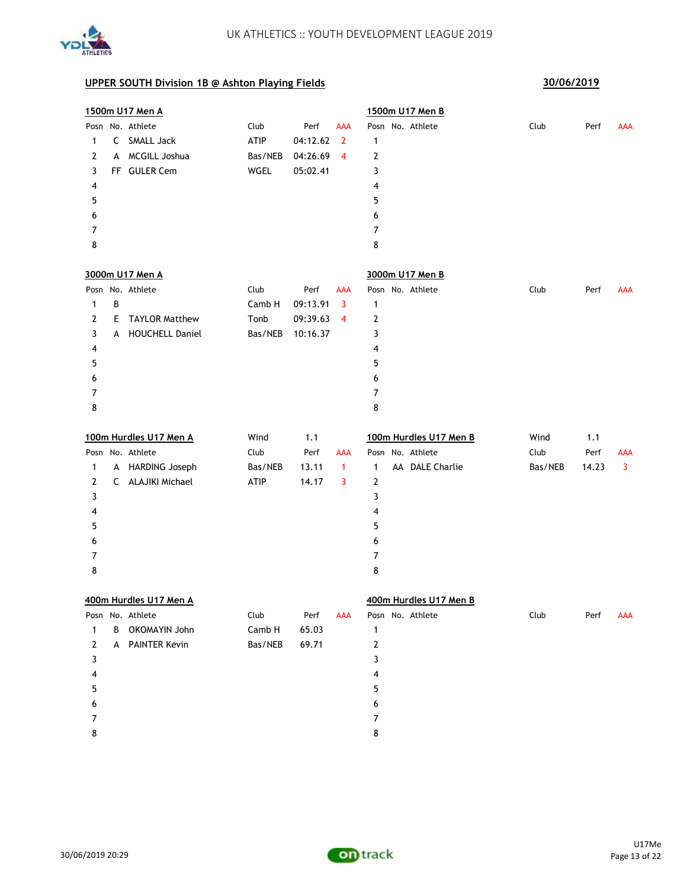## UPPER SOUTH Division 1B @ Ashton Playing Fields

**30/06/2019**

### 1500m U17 Men A

| Posn | No. | Athlete | Club | Perf | AAA |
|---|---|---|---|---|---|
| 1 | C | SMALL Jack | ATIP | 04:12.62 | 2 |
| 2 | A | MCGILL Joshua | Bas/NEB | 04:26.69 | 4 |
| 3 | FF | GULER Cem | WGEL | 05:02.41 | |
| 4 | | | | | |
| 5 | | | | | |
| 6 | | | | | |
| 7 | | | | | |
| 8 | | | | | |

### 1500m U17 Men B

| Posn | No. | Athlete | Club | Perf | AAA |
|---|---|---|---|---|---|
| 1 | | | | | |
| 2 | | | | | |
| 3 | | | | | |
| 4 | | | | | |
| 5 | | | | | |
| 6 | | | | | |
| 7 | | | | | |
| 8 | | | | | |

### 3000m U17 Men A

| Posn | No. | Athlete | Club | Perf | AAA |
|---|---|---|---|---|---|
| 1 | B | | Camb H | 09:13.91 | 3 |
| 2 | E | TAYLOR Matthew | Tonb | 09:39.63 | 4 |
| 3 | A | HOUCHELL Daniel | Bas/NEB | 10:16.37 | |
| 4 | | | | | |
| 5 | | | | | |
| 6 | | | | | |
| 7 | | | | | |
| 8 | | | | | |

### 3000m U17 Men B

| Posn | No. | Athlete | Club | Perf | AAA |
|---|---|---|---|---|---|
| 1 | | | | | |
| 2 | | | | | |
| 3 | | | | | |
| 4 | | | | | |
| 5 | | | | | |
| 6 | | | | | |
| 7 | | | | | |
| 8 | | | | | |

### 100m Hurdles U17 Men A

Wind 1.1

| Posn | No. | Athlete | Club | Perf | AAA |
|---|---|---|---|---|---|
| 1 | A | HARDING Joseph | Bas/NEB | 13.11 | 1 |
| 2 | C | ALAJIKI Michael | ATIP | 14.17 | 3 |
| 3 | | | | | |
| 4 | | | | | |
| 5 | | | | | |
| 6 | | | | | |
| 7 | | | | | |
| 8 | | | | | |

### 100m Hurdles U17 Men B

Wind 1.1

| Posn | No. | Athlete | Club | Perf | AAA |
|---|---|---|---|---|---|
| 1 | AA | DALE Charlie | Bas/NEB | 14.23 | 3 |
| 2 | | | | | |
| 3 | | | | | |
| 4 | | | | | |
| 5 | | | | | |
| 6 | | | | | |
| 7 | | | | | |
| 8 | | | | | |

### 400m Hurdles U17 Men A

| Posn | No. | Athlete | Club | Perf | AAA |
|---|---|---|---|---|---|
| 1 | B | OKOMAYIN John | Camb H | 65.03 | |
| 2 | A | PAINTER Kevin | Bas/NEB | 69.71 | |
| 3 | | | | | |
| 4 | | | | | |
| 5 | | | | | |
| 6 | | | | | |
| 7 | | | | | |
| 8 | | | | | |

### 400m Hurdles U17 Men B

| Posn | No. | Athlete | Club | Perf | AAA |
|---|---|---|---|---|---|
| 1 | | | | | |
| 2 | | | | | |
| 3 | | | | | |
| 4 | | | | | |
| 5 | | | | | |
| 6 | | | | | |
| 7 | | | | | |
| 8 | | | | | |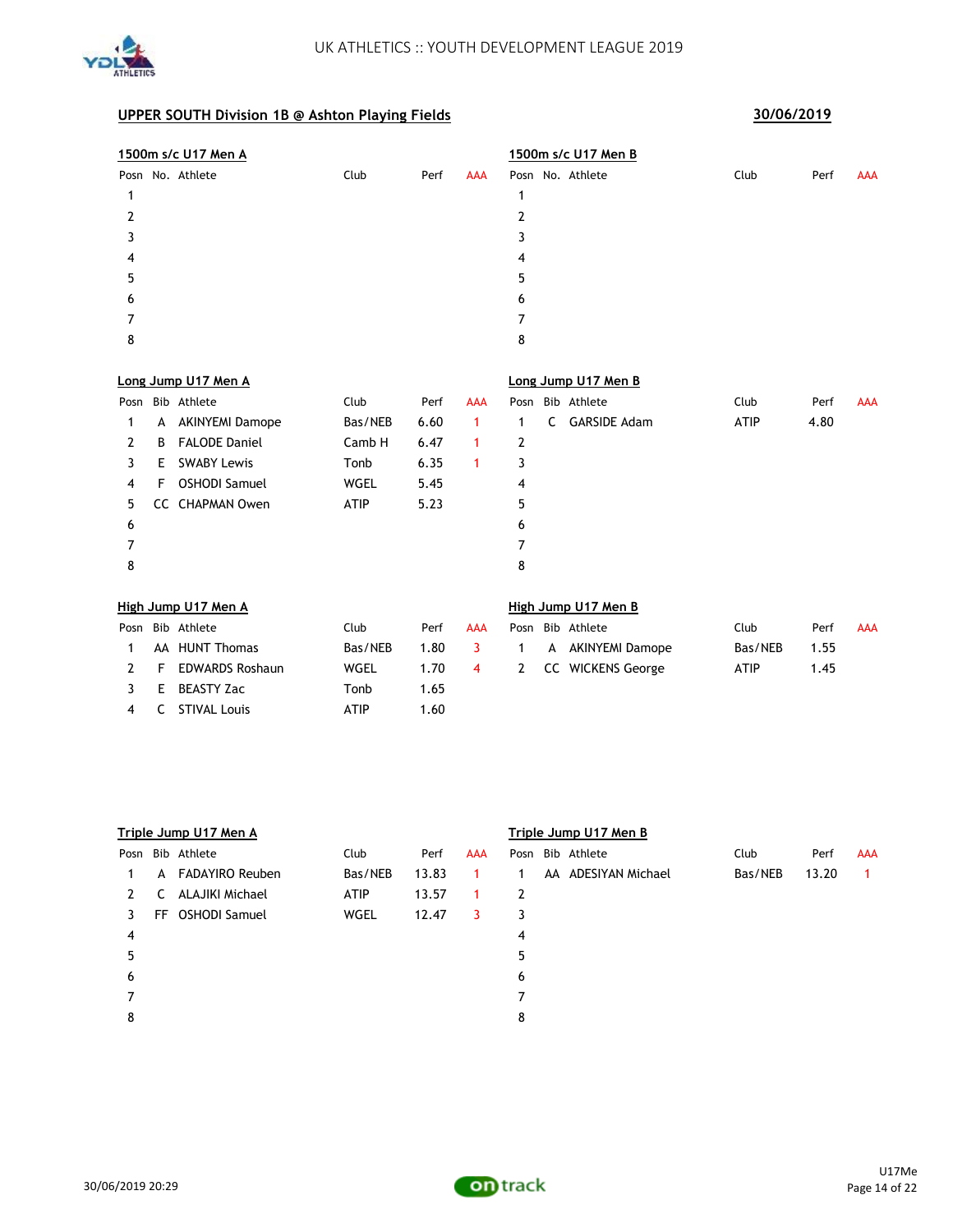## UPPER SOUTH Division 1B @ Ashton Playing Fields

**30/06/2019**

### 1500m s/c U17 Men A

| Posn | No. | Athlete | Club | Perf | AAA |
|---|---|---|---|---|---|
| 1 | | | | | |
| 2 | | | | | |
| 3 | | | | | |
| 4 | | | | | |
| 5 | | | | | |
| 6 | | | | | |
| 7 | | | | | |
| 8 | | | | | |

### 1500m s/c U17 Men B

| Posn | No. | Athlete | Club | Perf | AAA |
|---|---|---|---|---|---|
| 1 | | | | | |
| 2 | | | | | |
| 3 | | | | | |
| 4 | | | | | |
| 5 | | | | | |
| 6 | | | | | |
| 7 | | | | | |
| 8 | | | | | |

### Long Jump U17 Men A

| Posn | Bib | Athlete | Club | Perf | AAA |
|---|---|---|---|---|---|
| 1 | A | AKINYEMI Damope | Bas/NEB | 6.60 | 1 |
| 2 | B | FALODE Daniel | Camb H | 6.47 | 1 |
| 3 | E | SWABY Lewis | Tonb | 6.35 | 1 |
| 4 | F | OSHODI Samuel | WGEL | 5.45 | |
| 5 | CC | CHAPMAN Owen | ATIP | 5.23 | |
| 6 | | | | | |
| 7 | | | | | |
| 8 | | | | | |

### Long Jump U17 Men B

| Posn | Bib | Athlete | Club | Perf | AAA |
|---|---|---|---|---|---|
| 1 | C | GARSIDE Adam | ATIP | 4.80 | |
| 2 | | | | | |
| 3 | | | | | |
| 4 | | | | | |
| 5 | | | | | |
| 6 | | | | | |
| 7 | | | | | |
| 8 | | | | | |

### High Jump U17 Men A

| Posn | Bib | Athlete | Club | Perf | AAA |
|---|---|---|---|---|---|
| 1 | AA | HUNT Thomas | Bas/NEB | 1.80 | 3 |
| 2 | F | EDWARDS Roshaun | WGEL | 1.70 | 4 |
| 3 | E | BEASTY Zac | Tonb | 1.65 | |
| 4 | C | STIVAL Louis | ATIP | 1.60 | |

### High Jump U17 Men B

| Posn | Bib | Athlete | Club | Perf | AAA |
|---|---|---|---|---|---|
| 1 | A | AKINYEMI Damope | Bas/NEB | 1.55 | |
| 2 | CC | WICKENS George | ATIP | 1.45 | |

### Triple Jump U17 Men A

| Posn | Bib | Athlete | Club | Perf | AAA |
|---|---|---|---|---|---|
| 1 | A | FADAYIRO Reuben | Bas/NEB | 13.83 | 1 |
| 2 | C | ALAJIKI Michael | ATIP | 13.57 | 1 |
| 3 | FF | OSHODI Samuel | WGEL | 12.47 | 3 |
| 4 | | | | | |
| 5 | | | | | |
| 6 | | | | | |
| 7 | | | | | |
| 8 | | | | | |

### Triple Jump U17 Men B

| Posn | Bib | Athlete | Club | Perf | AAA |
|---|---|---|---|---|---|
| 1 | AA | ADESIYAN Michael | Bas/NEB | 13.20 | 1 |
| 2 | | | | | |
| 3 | | | | | |
| 4 | | | | | |
| 5 | | | | | |
| 6 | | | | | |
| 7 | | | | | |
| 8 | | | | | |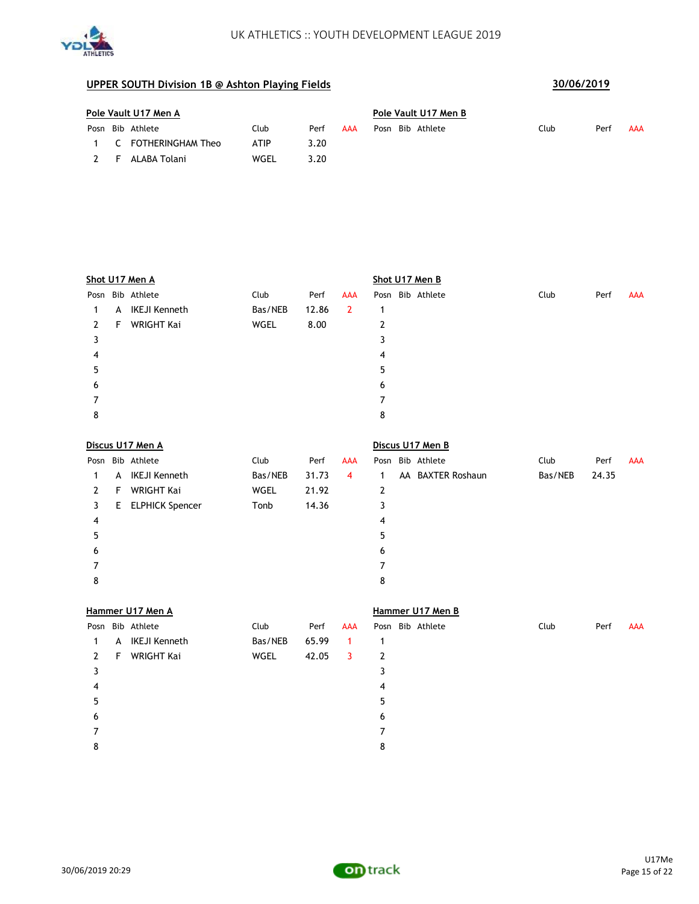## UPPER SOUTH Division 1B @ Ashton Playing Fields

**30/06/2019**

### Pole Vault U17 Men A

| Posn | Bib | Athlete | Club | Perf | AAA |
|---|---|---|---|---|---|
| 1 | C | FOTHERINGHAM Theo | ATIP | 3.20 | |
| 2 | F | ALABA Tolani | WGEL | 3.20 | |

### Pole Vault U17 Men B

| Posn | Bib | Athlete | Club | Perf | AAA |
|---|---|---|---|---|---|

### Shot U17 Men A

| Posn | Bib | Athlete | Club | Perf | AAA |
|---|---|---|---|---|---|
| 1 | A | IKEJI Kenneth | Bas/NEB | 12.86 | 2 |
| 2 | F | WRIGHT Kai | WGEL | 8.00 | |
| 3 | | | | | |
| 4 | | | | | |
| 5 | | | | | |
| 6 | | | | | |
| 7 | | | | | |
| 8 | | | | | |

### Shot U17 Men B

| Posn | Bib | Athlete | Club | Perf | AAA |
|---|---|---|---|---|---|
| 1 | | | | | |
| 2 | | | | | |
| 3 | | | | | |
| 4 | | | | | |
| 5 | | | | | |
| 6 | | | | | |
| 7 | | | | | |
| 8 | | | | | |

### Discus U17 Men A

| Posn | Bib | Athlete | Club | Perf | AAA |
|---|---|---|---|---|---|
| 1 | A | IKEJI Kenneth | Bas/NEB | 31.73 | 4 |
| 2 | F | WRIGHT Kai | WGEL | 21.92 | |
| 3 | E | ELPHICK Spencer | Tonb | 14.36 | |
| 4 | | | | | |
| 5 | | | | | |
| 6 | | | | | |
| 7 | | | | | |
| 8 | | | | | |

### Discus U17 Men B

| Posn | Bib | Athlete | Club | Perf | AAA |
|---|---|---|---|---|---|
| 1 | AA | BAXTER Roshaun | Bas/NEB | 24.35 | |
| 2 | | | | | |
| 3 | | | | | |
| 4 | | | | | |
| 5 | | | | | |
| 6 | | | | | |
| 7 | | | | | |
| 8 | | | | | |

### Hammer U17 Men A

| Posn | Bib | Athlete | Club | Perf | AAA |
|---|---|---|---|---|---|
| 1 | A | IKEJI Kenneth | Bas/NEB | 65.99 | 1 |
| 2 | F | WRIGHT Kai | WGEL | 42.05 | 3 |
| 3 | | | | | |
| 4 | | | | | |
| 5 | | | | | |
| 6 | | | | | |
| 7 | | | | | |
| 8 | | | | | |

### Hammer U17 Men B

| Posn | Bib | Athlete | Club | Perf | AAA |
|---|---|---|---|---|---|
| 1 | | | | | |
| 2 | | | | | |
| 3 | | | | | |
| 4 | | | | | |
| 5 | | | | | |
| 6 | | | | | |
| 7 | | | | | |
| 8 | | | | | |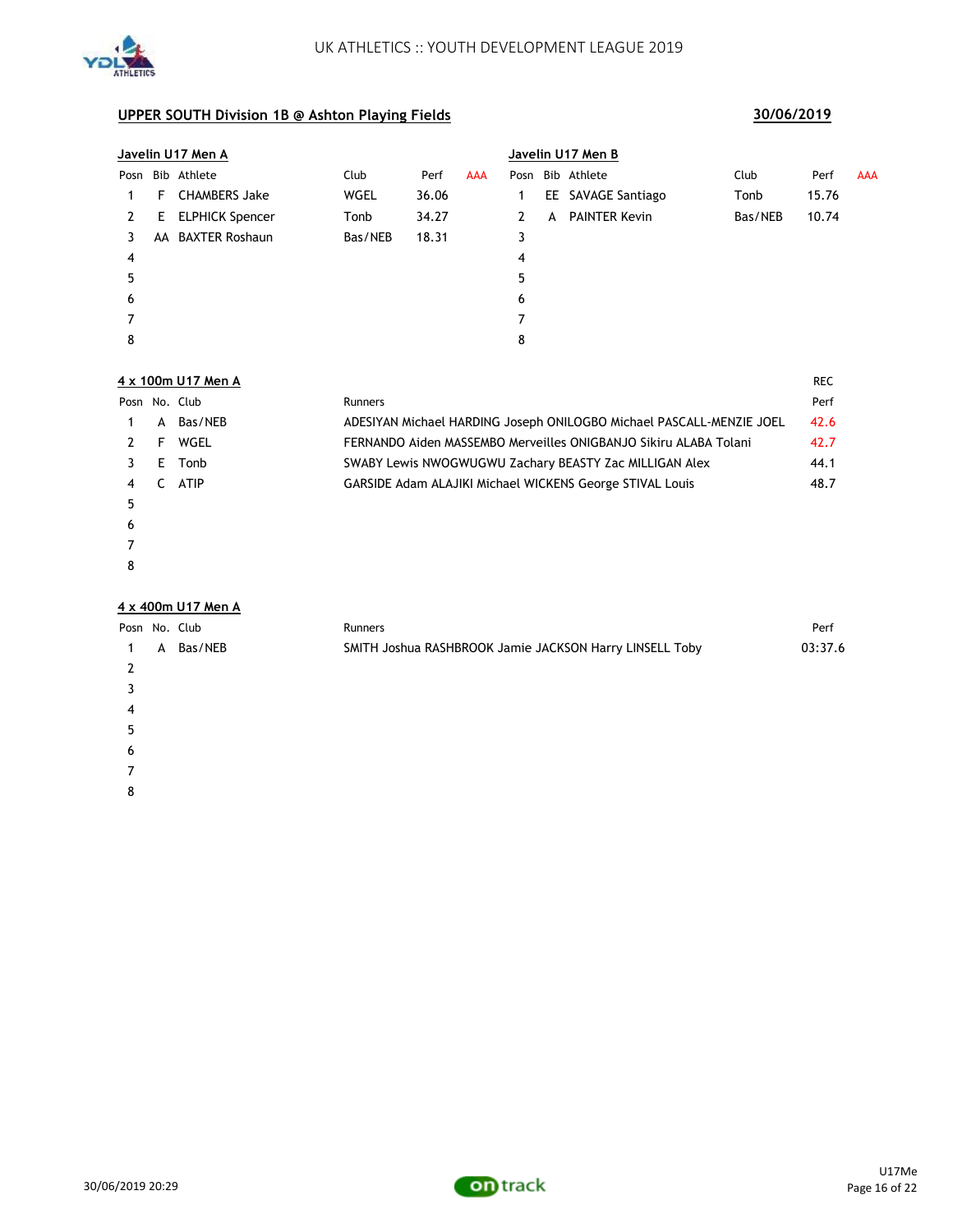## UPPER SOUTH Division 1B @ Ashton Playing Fields

**30/06/2019**

### Javelin U17 Men A

| Posn | Bib | Athlete | Club | Perf | AAA |
|---|---|---|---|---|---|
| 1 | F | CHAMBERS Jake | WGEL | 36.06 | |
| 2 | E | ELPHICK Spencer | Tonb | 34.27 | |
| 3 | AA | BAXTER Roshaun | Bas/NEB | 18.31 | |
| 4 | | | | | |
| 5 | | | | | |
| 6 | | | | | |
| 7 | | | | | |
| 8 | | | | | |

### Javelin U17 Men B

| Posn | Bib | Athlete | Club | Perf | AAA |
|---|---|---|---|---|---|
| 1 | EE | SAVAGE Santiago | Tonb | 15.76 | |
| 2 | A | PAINTER Kevin | Bas/NEB | 10.74 | |
| 3 | | | | | |
| 4 | | | | | |
| 5 | | | | | |
| 6 | | | | | |
| 7 | | | | | |
| 8 | | | | | |

### 4 x 100m U17 Men A

| Posn | No. | Club | Runners | REC Perf |
|---|---|---|---|---|
| 1 | A | Bas/NEB | ADESIYAN Michael HARDING Joseph ONILOGBO Michael PASCALL-MENZIE JOEL | 42.6 |
| 2 | F | WGEL | FERNANDO Aiden MASSEMBO Merveilles ONIGBANJO Sikiru ALABA Tolani | 42.7 |
| 3 | E | Tonb | SWABY Lewis NWOGWUGWU Zachary BEASTY Zac MILLIGAN Alex | 44.1 |
| 4 | C | ATIP | GARSIDE Adam ALAJIKI Michael WICKENS George STIVAL Louis | 48.7 |
| 5 | | | | |
| 6 | | | | |
| 7 | | | | |
| 8 | | | | |

### 4 x 400m U17 Men A

| Posn | No. | Club | Runners | Perf |
|---|---|---|---|---|
| 1 | A | Bas/NEB | SMITH Joshua RASHBROOK Jamie JACKSON Harry LINSELL Toby | 03:37.6 |
| 2 | | | | |
| 3 | | | | |
| 4 | | | | |
| 5 | | | | |
| 6 | | | | |
| 7 | | | | |
| 8 | | | | |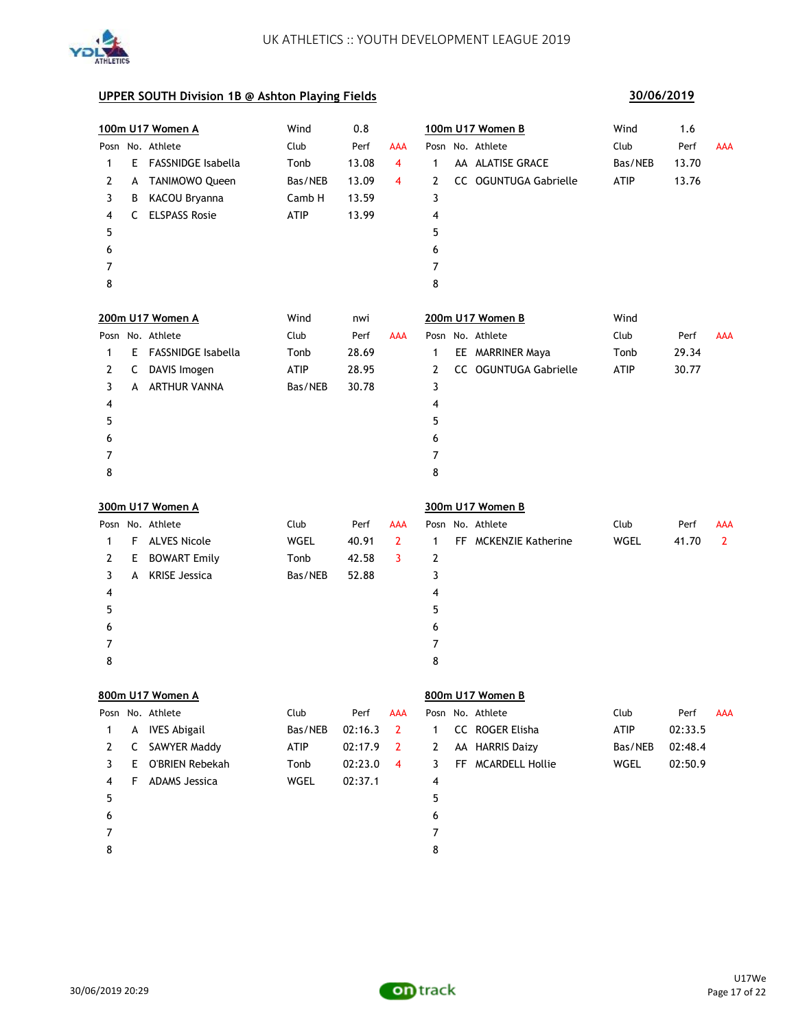## UPPER SOUTH Division 1B @ Ashton Playing Fields

**30/06/2019**

### 100m U17 Women A

Wind 0.8

| Posn | No. | Athlete | Club | Perf | AAA |
|---|---|---|---|---|---|
| 1 | E | FASSNIDGE Isabella | Tonb | 13.08 | 4 |
| 2 | A | TANIMOWO Queen | Bas/NEB | 13.09 | 4 |
| 3 | B | KACOU Bryanna | Camb H | 13.59 | |
| 4 | C | ELSPASS Rosie | ATIP | 13.99 | |
| 5 | | | | | |
| 6 | | | | | |
| 7 | | | | | |
| 8 | | | | | |

### 100m U17 Women B

Wind 1.6

| Posn | No. | Athlete | Club | Perf | AAA |
|---|---|---|---|---|---|
| 1 | AA | ALATISE GRACE | Bas/NEB | 13.70 | |
| 2 | CC | OGUNTUGA Gabrielle | ATIP | 13.76 | |
| 3 | | | | | |
| 4 | | | | | |
| 5 | | | | | |
| 6 | | | | | |
| 7 | | | | | |
| 8 | | | | | |

### 200m U17 Women A

Wind nwi

| Posn | No. | Athlete | Club | Perf | AAA |
|---|---|---|---|---|---|
| 1 | E | FASSNIDGE Isabella | Tonb | 28.69 | |
| 2 | C | DAVIS Imogen | ATIP | 28.95 | |
| 3 | A | ARTHUR VANNA | Bas/NEB | 30.78 | |
| 4 | | | | | |
| 5 | | | | | |
| 6 | | | | | |
| 7 | | | | | |
| 8 | | | | | |

### 200m U17 Women B

Wind

| Posn | No. | Athlete | Club | Perf | AAA |
|---|---|---|---|---|---|
| 1 | EE | MARRINER Maya | Tonb | 29.34 | |
| 2 | CC | OGUNTUGA Gabrielle | ATIP | 30.77 | |
| 3 | | | | | |
| 4 | | | | | |
| 5 | | | | | |
| 6 | | | | | |
| 7 | | | | | |
| 8 | | | | | |

### 300m U17 Women A

| Posn | No. | Athlete | Club | Perf | AAA |
|---|---|---|---|---|---|
| 1 | F | ALVES Nicole | WGEL | 40.91 | 2 |
| 2 | E | BOWART Emily | Tonb | 42.58 | 3 |
| 3 | A | KRISE Jessica | Bas/NEB | 52.88 | |
| 4 | | | | | |
| 5 | | | | | |
| 6 | | | | | |
| 7 | | | | | |
| 8 | | | | | |

### 300m U17 Women B

| Posn | No. | Athlete | Club | Perf | AAA |
|---|---|---|---|---|---|
| 1 | FF | MCKENZIE Katherine | WGEL | 41.70 | 2 |
| 2 | | | | | |
| 3 | | | | | |
| 4 | | | | | |
| 5 | | | | | |
| 6 | | | | | |
| 7 | | | | | |
| 8 | | | | | |

### 800m U17 Women A

| Posn | No. | Athlete | Club | Perf | AAA |
|---|---|---|---|---|---|
| 1 | A | IVES Abigail | Bas/NEB | 02:16.3 | 2 |
| 2 | C | SAWYER Maddy | ATIP | 02:17.9 | 2 |
| 3 | E | O'BRIEN Rebekah | Tonb | 02:23.0 | 4 |
| 4 | F | ADAMS Jessica | WGEL | 02:37.1 | |
| 5 | | | | | |
| 6 | | | | | |
| 7 | | | | | |
| 8 | | | | | |

### 800m U17 Women B

| Posn | No. | Athlete | Club | Perf | AAA |
|---|---|---|---|---|---|
| 1 | CC | ROGER Elisha | ATIP | 02:33.5 | |
| 2 | AA | HARRIS Daizy | Bas/NEB | 02:48.4 | |
| 3 | FF | MCARDELL Hollie | WGEL | 02:50.9 | |
| 4 | | | | | |
| 5 | | | | | |
| 6 | | | | | |
| 7 | | | | | |
| 8 | | | | | |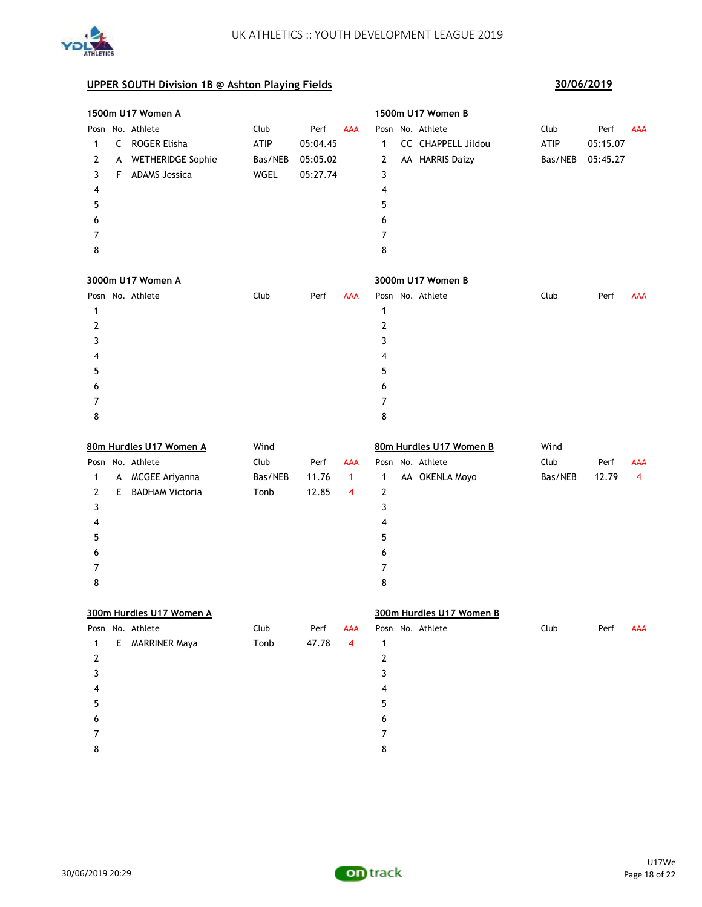## UPPER SOUTH Division 1B @ Ashton Playing Fields

**30/06/2019**

### 1500m U17 Women A

| Posn | No. | Athlete | Club | Perf | AAA |
|---|---|---|---|---|---|
| 1 | C | ROGER Elisha | ATIP | 05:04.45 | |
| 2 | A | WETHERIDGE Sophie | Bas/NEB | 05:05.02 | |
| 3 | F | ADAMS Jessica | WGEL | 05:27.74 | |
| 4 | | | | | |
| 5 | | | | | |
| 6 | | | | | |
| 7 | | | | | |
| 8 | | | | | |

### 1500m U17 Women B

| Posn | No. | Athlete | Club | Perf | AAA |
|---|---|---|---|---|---|
| 1 | CC | CHAPPELL Jildou | ATIP | 05:15.07 | |
| 2 | AA | HARRIS Daizy | Bas/NEB | 05:45.27 | |
| 3 | | | | | |
| 4 | | | | | |
| 5 | | | | | |
| 6 | | | | | |
| 7 | | | | | |
| 8 | | | | | |

### 3000m U17 Women A

| Posn | No. | Athlete | Club | Perf | AAA |
|---|---|---|---|---|---|
| 1 | | | | | |
| 2 | | | | | |
| 3 | | | | | |
| 4 | | | | | |
| 5 | | | | | |
| 6 | | | | | |
| 7 | | | | | |
| 8 | | | | | |

### 3000m U17 Women B

| Posn | No. | Athlete | Club | Perf | AAA |
|---|---|---|---|---|---|
| 1 | | | | | |
| 2 | | | | | |
| 3 | | | | | |
| 4 | | | | | |
| 5 | | | | | |
| 6 | | | | | |
| 7 | | | | | |
| 8 | | | | | |

### 80m Hurdles U17 Women A

Wind

| Posn | No. | Athlete | Club | Perf | AAA |
|---|---|---|---|---|---|
| 1 | A | MCGEE Ariyanna | Bas/NEB | 11.76 | 1 |
| 2 | E | BADHAM Victoria | Tonb | 12.85 | 4 |
| 3 | | | | | |
| 4 | | | | | |
| 5 | | | | | |
| 6 | | | | | |
| 7 | | | | | |
| 8 | | | | | |

### 80m Hurdles U17 Women B

Wind

| Posn | No. | Athlete | Club | Perf | AAA |
|---|---|---|---|---|---|
| 1 | AA | OKENLA Moyo | Bas/NEB | 12.79 | 4 |
| 2 | | | | | |
| 3 | | | | | |
| 4 | | | | | |
| 5 | | | | | |
| 6 | | | | | |
| 7 | | | | | |
| 8 | | | | | |

### 300m Hurdles U17 Women A

| Posn | No. | Athlete | Club | Perf | AAA |
|---|---|---|---|---|---|
| 1 | E | MARRINER Maya | Tonb | 47.78 | 4 |
| 2 | | | | | |
| 3 | | | | | |
| 4 | | | | | |
| 5 | | | | | |
| 6 | | | | | |
| 7 | | | | | |
| 8 | | | | | |

### 300m Hurdles U17 Women B

| Posn | No. | Athlete | Club | Perf | AAA |
|---|---|---|---|---|---|
| 1 | | | | | |
| 2 | | | | | |
| 3 | | | | | |
| 4 | | | | | |
| 5 | | | | | |
| 6 | | | | | |
| 7 | | | | | |
| 8 | | | | | |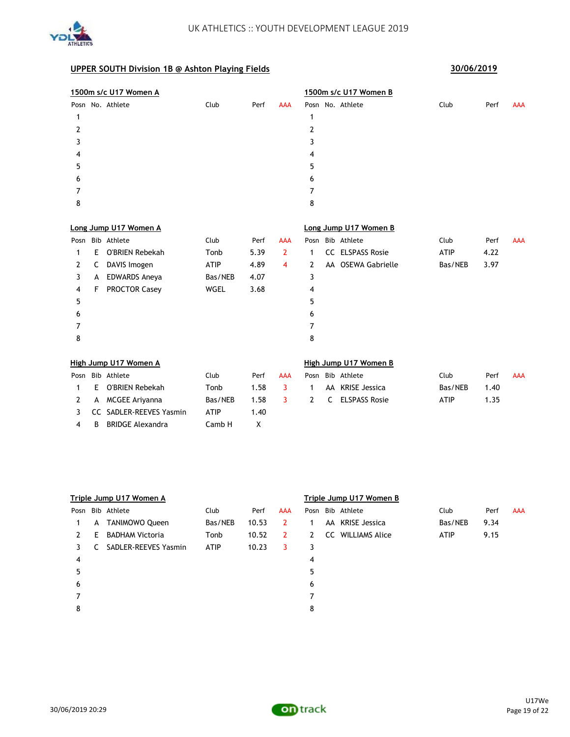## UPPER SOUTH Division 1B @ Ashton Playing Fields

**30/06/2019**

### 1500m s/c U17 Women A

| Posn | No. | Athlete | Club | Perf | AAA |
|---|---|---|---|---|---|
| 1 | | | | | |
| 2 | | | | | |
| 3 | | | | | |
| 4 | | | | | |
| 5 | | | | | |
| 6 | | | | | |
| 7 | | | | | |
| 8 | | | | | |

### 1500m s/c U17 Women B

| Posn | No. | Athlete | Club | Perf | AAA |
|---|---|---|---|---|---|
| 1 | | | | | |
| 2 | | | | | |
| 3 | | | | | |
| 4 | | | | | |
| 5 | | | | | |
| 6 | | | | | |
| 7 | | | | | |
| 8 | | | | | |

### Long Jump U17 Women A

| Posn | Bib | Athlete | Club | Perf | AAA |
|---|---|---|---|---|---|
| 1 | E | O'BRIEN Rebekah | Tonb | 5.39 | 2 |
| 2 | C | DAVIS Imogen | ATIP | 4.89 | 4 |
| 3 | A | EDWARDS Aneya | Bas/NEB | 4.07 | |
| 4 | F | PROCTOR Casey | WGEL | 3.68 | |
| 5 | | | | | |
| 6 | | | | | |
| 7 | | | | | |
| 8 | | | | | |

### Long Jump U17 Women B

| Posn | Bib | Athlete | Club | Perf | AAA |
|---|---|---|---|---|---|
| 1 | CC | ELSPASS Rosie | ATIP | 4.22 | |
| 2 | AA | OSEWA Gabrielle | Bas/NEB | 3.97 | |
| 3 | | | | | |
| 4 | | | | | |
| 5 | | | | | |
| 6 | | | | | |
| 7 | | | | | |
| 8 | | | | | |

### High Jump U17 Women A

| Posn | Bib | Athlete | Club | Perf | AAA |
|---|---|---|---|---|---|
| 1 | E | O'BRIEN Rebekah | Tonb | 1.58 | 3 |
| 2 | A | MCGEE Ariyanna | Bas/NEB | 1.58 | 3 |
| 3 | CC | SADLER-REEVES Yasmin | ATIP | 1.40 | |
| 4 | B | BRIDGE Alexandra | Camb H | X | |

### High Jump U17 Women B

| Posn | Bib | Athlete | Club | Perf | AAA |
|---|---|---|---|---|---|
| 1 | AA | KRISE Jessica | Bas/NEB | 1.40 | |
| 2 | C | ELSPASS Rosie | ATIP | 1.35 | |

### Triple Jump U17 Women A

| Posn | Bib | Athlete | Club | Perf | AAA |
|---|---|---|---|---|---|
| 1 | A | TANIMOWO Queen | Bas/NEB | 10.53 | 2 |
| 2 | E | BADHAM Victoria | Tonb | 10.52 | 2 |
| 3 | C | SADLER-REEVES Yasmin | ATIP | 10.23 | 3 |
| 4 | | | | | |
| 5 | | | | | |
| 6 | | | | | |
| 7 | | | | | |
| 8 | | | | | |

### Triple Jump U17 Women B

| Posn | Bib | Athlete | Club | Perf | AAA |
|---|---|---|---|---|---|
| 1 | AA | KRISE Jessica | Bas/NEB | 9.34 | |
| 2 | CC | WILLIAMS Alice | ATIP | 9.15 | |
| 3 | | | | | |
| 4 | | | | | |
| 5 | | | | | |
| 6 | | | | | |
| 7 | | | | | |
| 8 | | | | | |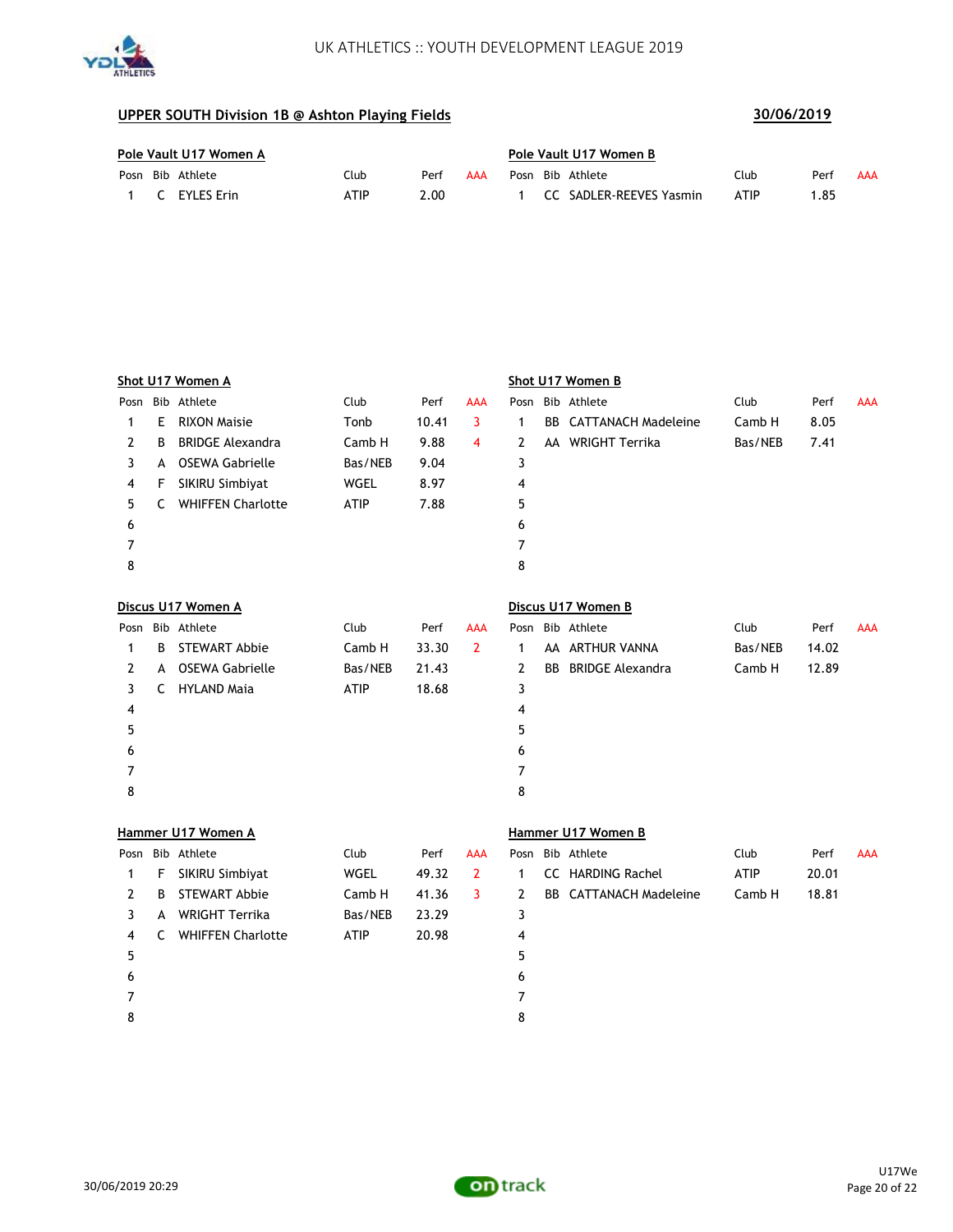UK ATHLETICS :: YOUTH DEVELOPMENT LEAGUE 2019

## UPPER SOUTH Division 1B @ Ashton Playing Fields

**30/06/2019**

### Pole Vault U17 Women A

| Posn | Bib | Athlete | Club | Perf | AAA |
|---|---|---|---|---|---|
| 1 | C | EYLES Erin | ATIP | 2.00 | |

### Pole Vault U17 Women B

| Posn | Bib | Athlete | Club | Perf | AAA |
|---|---|---|---|---|---|
| 1 | CC | SADLER-REEVES Yasmin | ATIP | 1.85 | |

### Shot U17 Women A

| Posn | Bib | Athlete | Club | Perf | AAA |
|---|---|---|---|---|---|
| 1 | E | RIXON Maisie | Tonb | 10.41 | 3 |
| 2 | B | BRIDGE Alexandra | Camb H | 9.88 | 4 |
| 3 | A | OSEWA Gabrielle | Bas/NEB | 9.04 | |
| 4 | F | SIKIRU Simbiyat | WGEL | 8.97 | |
| 5 | C | WHIFFEN Charlotte | ATIP | 7.88 | |
| 6 | | | | | |
| 7 | | | | | |
| 8 | | | | | |

### Shot U17 Women B

| Posn | Bib | Athlete | Club | Perf | AAA |
|---|---|---|---|---|---|
| 1 | BB | CATTANACH Madeleine | Camb H | 8.05 | |
| 2 | AA | WRIGHT Terrika | Bas/NEB | 7.41 | |
| 3 | | | | | |
| 4 | | | | | |
| 5 | | | | | |
| 6 | | | | | |
| 7 | | | | | |
| 8 | | | | | |

### Discus U17 Women A

| Posn | Bib | Athlete | Club | Perf | AAA |
|---|---|---|---|---|---|
| 1 | B | STEWART Abbie | Camb H | 33.30 | 2 |
| 2 | A | OSEWA Gabrielle | Bas/NEB | 21.43 | |
| 3 | C | HYLAND Maia | ATIP | 18.68 | |
| 4 | | | | | |
| 5 | | | | | |
| 6 | | | | | |
| 7 | | | | | |
| 8 | | | | | |

### Discus U17 Women B

| Posn | Bib | Athlete | Club | Perf | AAA |
|---|---|---|---|---|---|
| 1 | AA | ARTHUR VANNA | Bas/NEB | 14.02 | |
| 2 | BB | BRIDGE Alexandra | Camb H | 12.89 | |
| 3 | | | | | |
| 4 | | | | | |
| 5 | | | | | |
| 6 | | | | | |
| 7 | | | | | |
| 8 | | | | | |

### Hammer U17 Women A

| Posn | Bib | Athlete | Club | Perf | AAA |
|---|---|---|---|---|---|
| 1 | F | SIKIRU Simbiyat | WGEL | 49.32 | 2 |
| 2 | B | STEWART Abbie | Camb H | 41.36 | 3 |
| 3 | A | WRIGHT Terrika | Bas/NEB | 23.29 | |
| 4 | C | WHIFFEN Charlotte | ATIP | 20.98 | |
| 5 | | | | | |
| 6 | | | | | |
| 7 | | | | | |
| 8 | | | | | |

### Hammer U17 Women B

| Posn | Bib | Athlete | Club | Perf | AAA |
|---|---|---|---|---|---|
| 1 | CC | HARDING Rachel | ATIP | 20.01 | |
| 2 | BB | CATTANACH Madeleine | Camb H | 18.81 | |
| 3 | | | | | |
| 4 | | | | | |
| 5 | | | | | |
| 6 | | | | | |
| 7 | | | | | |
| 8 | | | | | |

30/06/2019 20:29

U17We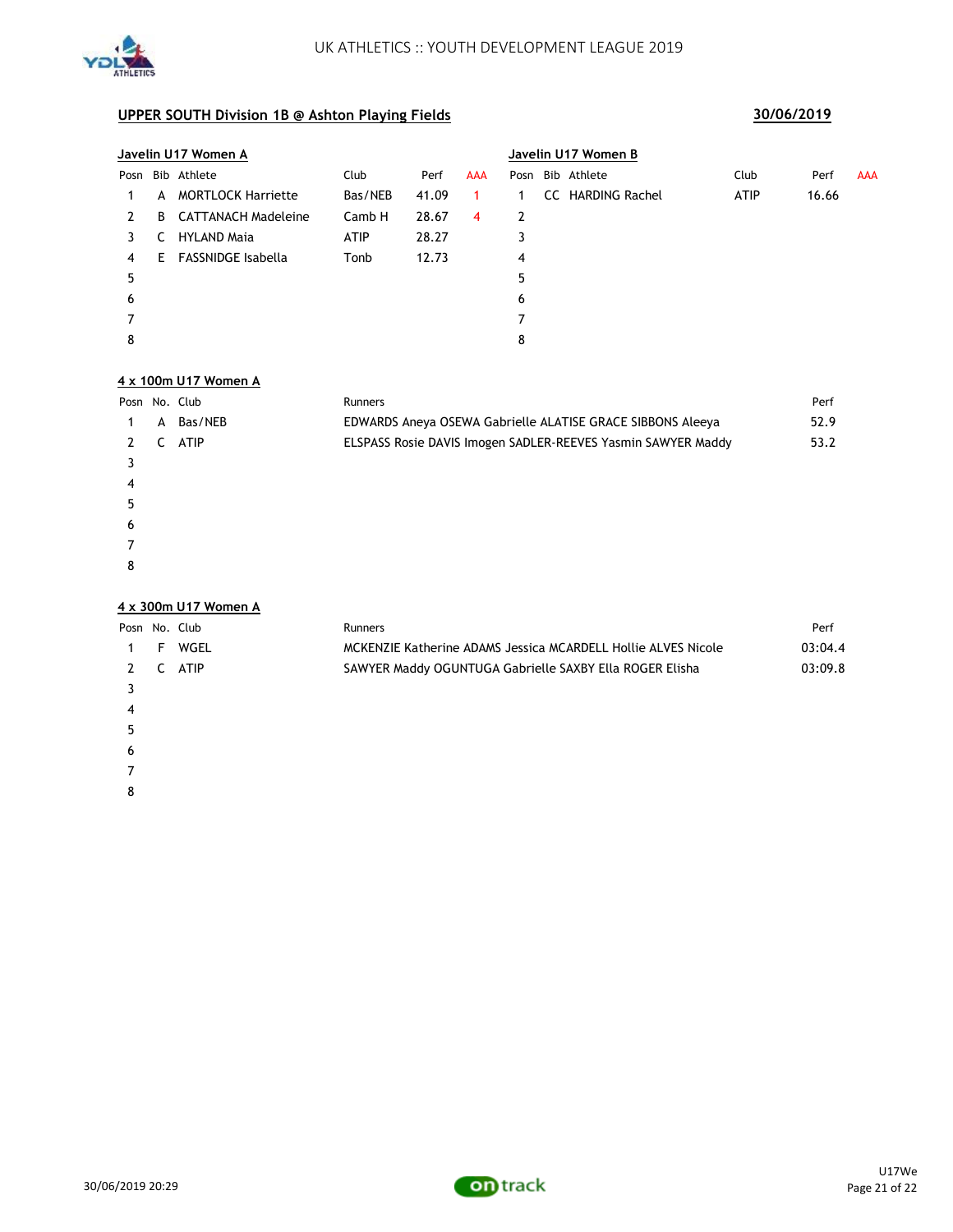## UPPER SOUTH Division 1B @ Ashton Playing Fields

**30/06/2019**

### Javelin U17 Women A

| Posn | Bib | Athlete | Club | Perf | AAA |
|---|---|---|---|---|---|
| 1 | A | MORTLOCK Harriette | Bas/NEB | 41.09 | 1 |
| 2 | B | CATTANACH Madeleine | Camb H | 28.67 | 4 |
| 3 | C | HYLAND Maia | ATIP | 28.27 | |
| 4 | E | FASSNIDGE Isabella | Tonb | 12.73 | |
| 5 | | | | | |
| 6 | | | | | |
| 7 | | | | | |
| 8 | | | | | |

### Javelin U17 Women B

| Posn | Bib | Athlete | Club | Perf | AAA |
|---|---|---|---|---|---|
| 1 | CC | HARDING Rachel | ATIP | 16.66 | |
| 2 | | | | | |
| 3 | | | | | |
| 4 | | | | | |
| 5 | | | | | |
| 6 | | | | | |
| 7 | | | | | |
| 8 | | | | | |

### 4 x 100m U17 Women A

| Posn | No. | Club | Runners | Perf |
|---|---|---|---|---|
| 1 | A | Bas/NEB | EDWARDS Aneya OSEWA Gabrielle ALATISE GRACE SIBBONS Aleeya | 52.9 |
| 2 | C | ATIP | ELSPASS Rosie DAVIS Imogen SADLER-REEVES Yasmin SAWYER Maddy | 53.2 |
| 3 | | | | |
| 4 | | | | |
| 5 | | | | |
| 6 | | | | |
| 7 | | | | |
| 8 | | | | |

### 4 x 300m U17 Women A

| Posn | No. | Club | Runners | Perf |
|---|---|---|---|---|
| 1 | F | WGEL | MCKENZIE Katherine ADAMS Jessica MCARDELL Hollie ALVES Nicole | 03:04.4 |
| 2 | C | ATIP | SAWYER Maddy OGUNTUGA Gabrielle SAXBY Ella ROGER Elisha | 03:09.8 |
| 3 | | | | |
| 4 | | | | |
| 5 | | | | |
| 6 | | | | |
| 7 | | | | |
| 8 | | | | |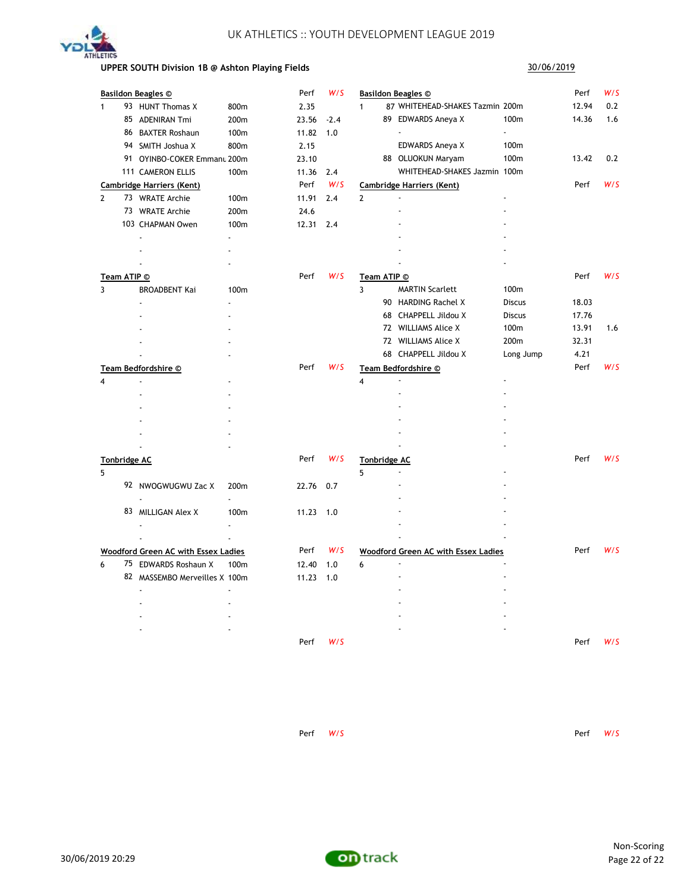# UK ATHLETICS :: YOUTH DEVELOPMENT LEAGUE 2019

**UPPER SOUTH Division 1B @ Ashton Playing Fields** 30/06/2019

| Team | Pos | No | Name | Event | Perf | W/S |
|---|---|---|---|---|---|---|
| Basildon Beagles © | 1 | 93 | HUNT Thomas X | 800m | 2.35 | |
| | | 85 | ADENIRAN Tmi | 200m | 23.56 | -2.4 |
| | | 86 | BAXTER Roshaun | 100m | 11.82 | 1.0 |
| | | 94 | SMITH Joshua X | 800m | 2.15 | |
| | | 91 | OYINBO-COKER Emmanu | 200m | 23.10 | |
| | | 111 | CAMERON ELLIS | 100m | 11.36 | 2.4 |
| Cambridge Harriers (Kent) | 2 | 73 | WRATE Archie | 100m | 11.91 | 2.4 |
| | | 73 | WRATE Archie | 200m | 24.6 | |
| | | 103 | CHAPMAN Owen | 100m | 12.31 | 2.4 |
| | | | - | - | | |
| | | | - | - | | |
| | | | - | - | | |
| Team ATIP © | 3 | | BROADBENT Kai | 100m | | |
| | | | - | - | | |
| | | | - | - | | |
| | | | - | - | | |
| | | | - | - | | |
| | | | - | - | | |
| Team Bedfordshire © | 4 | | - | - | | |
| | | | - | - | | |
| | | | - | - | | |
| | | | - | - | | |
| | | | - | - | | |
| | | | - | - | | |
| Tonbridge AC | 5 | | | | | |
| | | 92 | NWOGWUGWU Zac X | 200m | 22.76 | 0.7 |
| | | | - | - | | |
| | | 83 | MILLIGAN Alex X | 100m | 11.23 | 1.0 |
| | | | - | - | | |
| | | | - | - | | |
| Woodford Green AC with Essex Ladies | 6 | 75 | EDWARDS Roshaun X | 100m | 12.40 | 1.0 |
| | | 82 | MASSEMBO Merveilles X | 100m | 11.23 | 1.0 |
| | | | - | - | | |
| | | | - | - | | |
| | | | - | - | | |
| | | | - | - | | |

| Team | Pos | No | Name | Event | Perf | W/S |
|---|---|---|---|---|---|---|
| Basildon Beagles © | 1 | 87 | WHITEHEAD-SHAKES Tazmin | 200m | 12.94 | 0.2 |
| | | 89 | EDWARDS Aneya X | 100m | 14.36 | 1.6 |
| | | | - | - | | |
| | | | EDWARDS Aneya X | 100m | | |
| | | 88 | OLUOKUN Maryam | 100m | 13.42 | 0.2 |
| | | | WHITEHEAD-SHAKES Jazmin | 100m | | |
| Cambridge Harriers (Kent) | 2 | | - | - | | |
| | | | - | - | | |
| | | | - | - | | |
| | | | - | - | | |
| | | | - | - | | |
| | | | - | - | | |
| Team ATIP © | 3 | | MARTIN Scarlett | 100m | | |
| | | 90 | HARDING Rachel X | Discus | 18.03 | |
| | | 68 | CHAPPELL Jildou X | Discus | 17.76 | |
| | | 72 | WILLIAMS Alice X | 100m | 13.91 | 1.6 |
| | | 72 | WILLIAMS Alice X | 200m | 32.31 | |
| | | 68 | CHAPPELL Jildou X | Long Jump | 4.21 | |
| Team Bedfordshire © | 4 | | - | - | | |
| | | | - | - | | |
| | | | - | - | | |
| | | | - | - | | |
| | | | - | - | | |
| | | | - | - | | |
| Tonbridge AC | 5 | | - | - | | |
| | | | - | - | | |
| | | | - | - | | |
| | | | - | - | | |
| | | | - | - | | |
| | | | - | - | | |
| Woodford Green AC with Essex Ladies | 6 | | - | - | | |
| | | | - | - | | |
| | | | - | - | | |
| | | | - | - | | |
| | | | - | - | | |
| | | | - | - | | |

30/06/2019 20:29

Non-Scoring